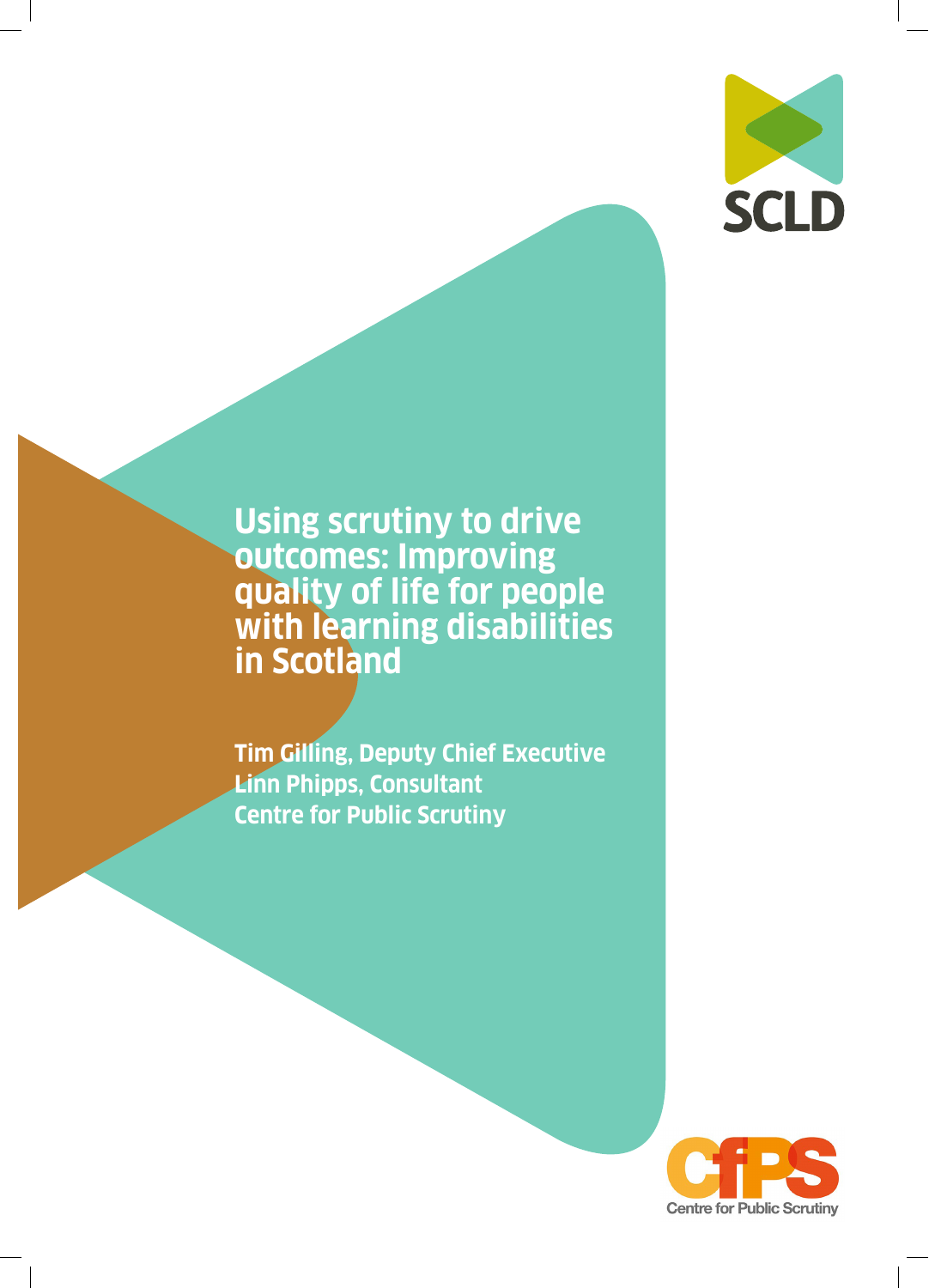# Using scrutiny to drive outcomes: Improving quality of life for people with learning disabilities in Scotland

**Tim Gilling, Deputy Chief Executive**
**Linn Phipps, Consultant**
**Centre for Public Scrutiny**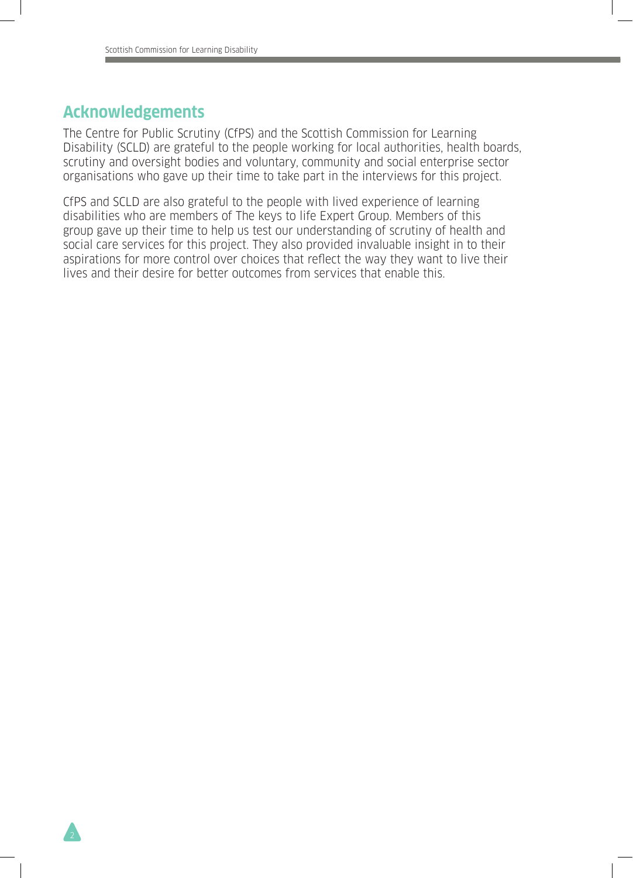## Acknowledgements

The Centre for Public Scrutiny (CfPS) and the Scottish Commission for Learning Disability (SCLD) are grateful to the people working for local authorities, health boards, scrutiny and oversight bodies and voluntary, community and social enterprise sector organisations who gave up their time to take part in the interviews for this project.

CfPS and SCLD are also grateful to the people with lived experience of learning disabilities who are members of The keys to life Expert Group. Members of this group gave up their time to help us test our understanding of scrutiny of health and social care services for this project. They also provided invaluable insight in to their aspirations for more control over choices that reflect the way they want to live their lives and their desire for better outcomes from services that enable this.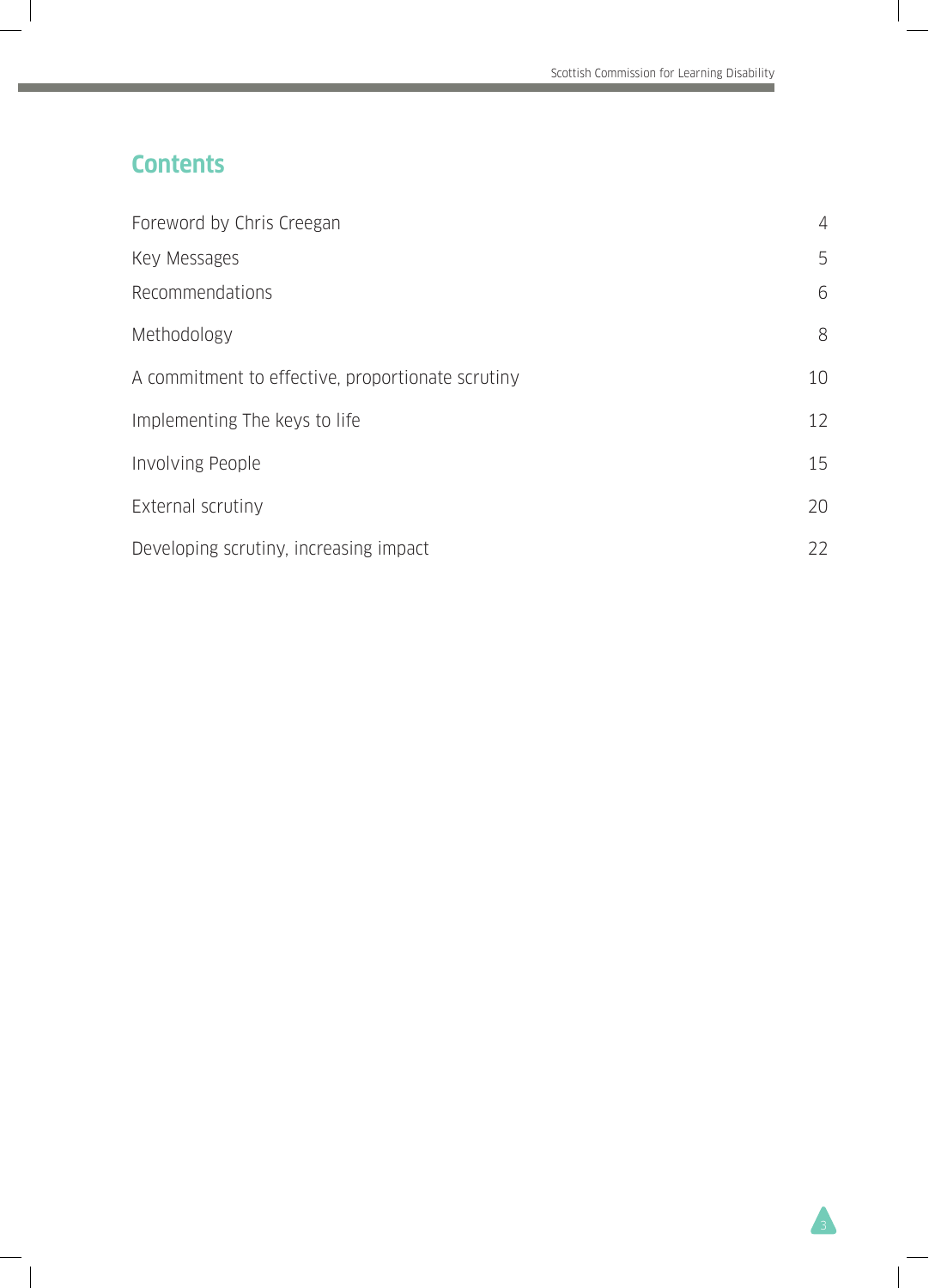## Contents

| | |
|---|---|
| Foreword by Chris Creegan | 4 |
| Key Messages | 5 |
| Recommendations | 6 |
| Methodology | 8 |
| A commitment to effective, proportionate scrutiny | 10 |
| Implementing The keys to life | 12 |
| Involving People | 15 |
| External scrutiny | 20 |
| Developing scrutiny, increasing impact | 22 |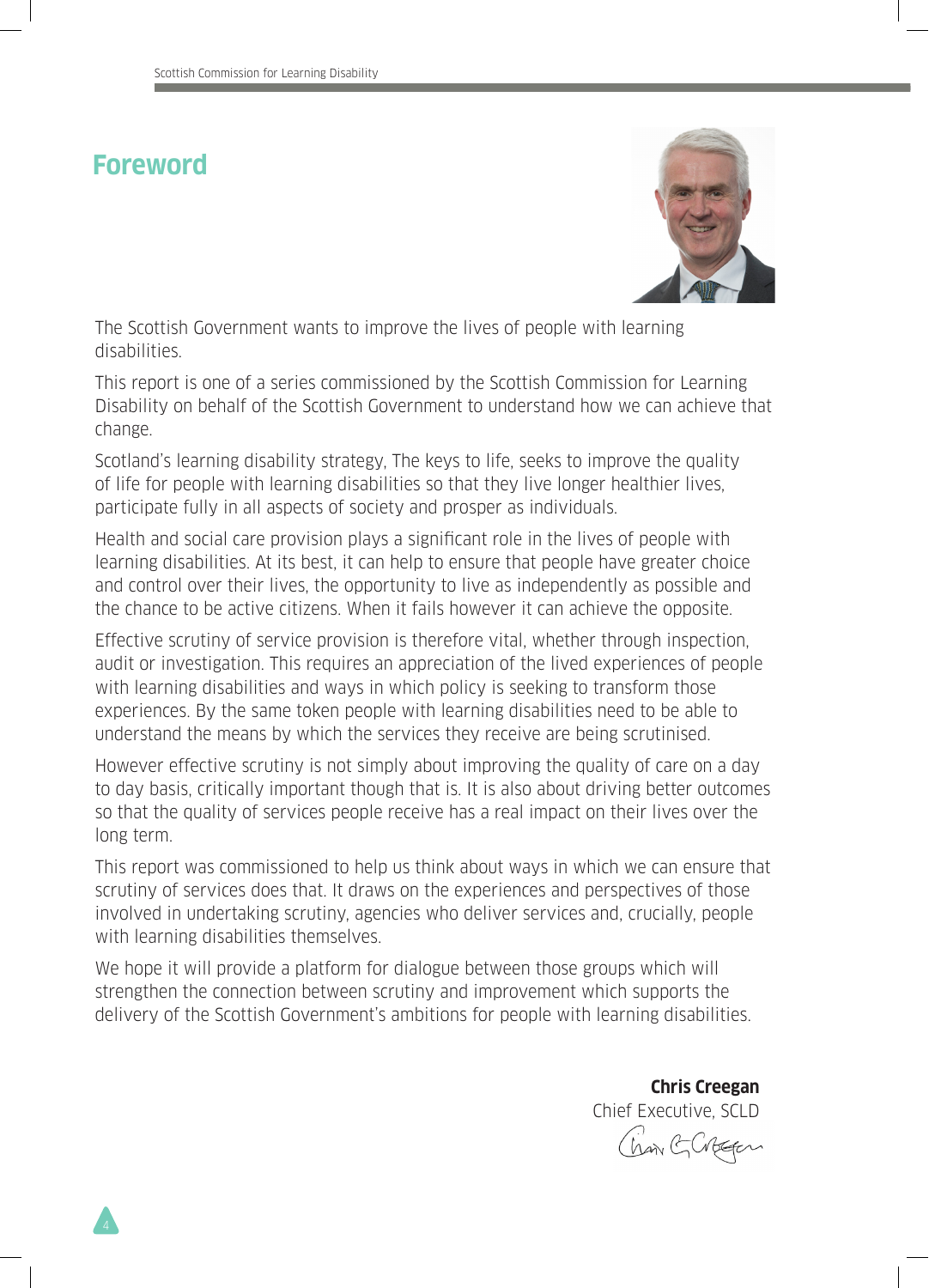## Foreword

The Scottish Government wants to improve the lives of people with learning disabilities.

This report is one of a series commissioned by the Scottish Commission for Learning Disability on behalf of the Scottish Government to understand how we can achieve that change.

Scotland's learning disability strategy, The keys to life, seeks to improve the quality of life for people with learning disabilities so that they live longer healthier lives, participate fully in all aspects of society and prosper as individuals.

Health and social care provision plays a significant role in the lives of people with learning disabilities. At its best, it can help to ensure that people have greater choice and control over their lives, the opportunity to live as independently as possible and the chance to be active citizens. When it fails however it can achieve the opposite.

Effective scrutiny of service provision is therefore vital, whether through inspection, audit or investigation. This requires an appreciation of the lived experiences of people with learning disabilities and ways in which policy is seeking to transform those experiences. By the same token people with learning disabilities need to be able to understand the means by which the services they receive are being scrutinised.

However effective scrutiny is not simply about improving the quality of care on a day to day basis, critically important though that is. It is also about driving better outcomes so that the quality of services people receive has a real impact on their lives over the long term.

This report was commissioned to help us think about ways in which we can ensure that scrutiny of services does that. It draws on the experiences and perspectives of those involved in undertaking scrutiny, agencies who deliver services and, crucially, people with learning disabilities themselves.

We hope it will provide a platform for dialogue between those groups which will strengthen the connection between scrutiny and improvement which supports the delivery of the Scottish Government's ambitions for people with learning disabilities.

**Chris Creegan**
Chief Executive, SCLD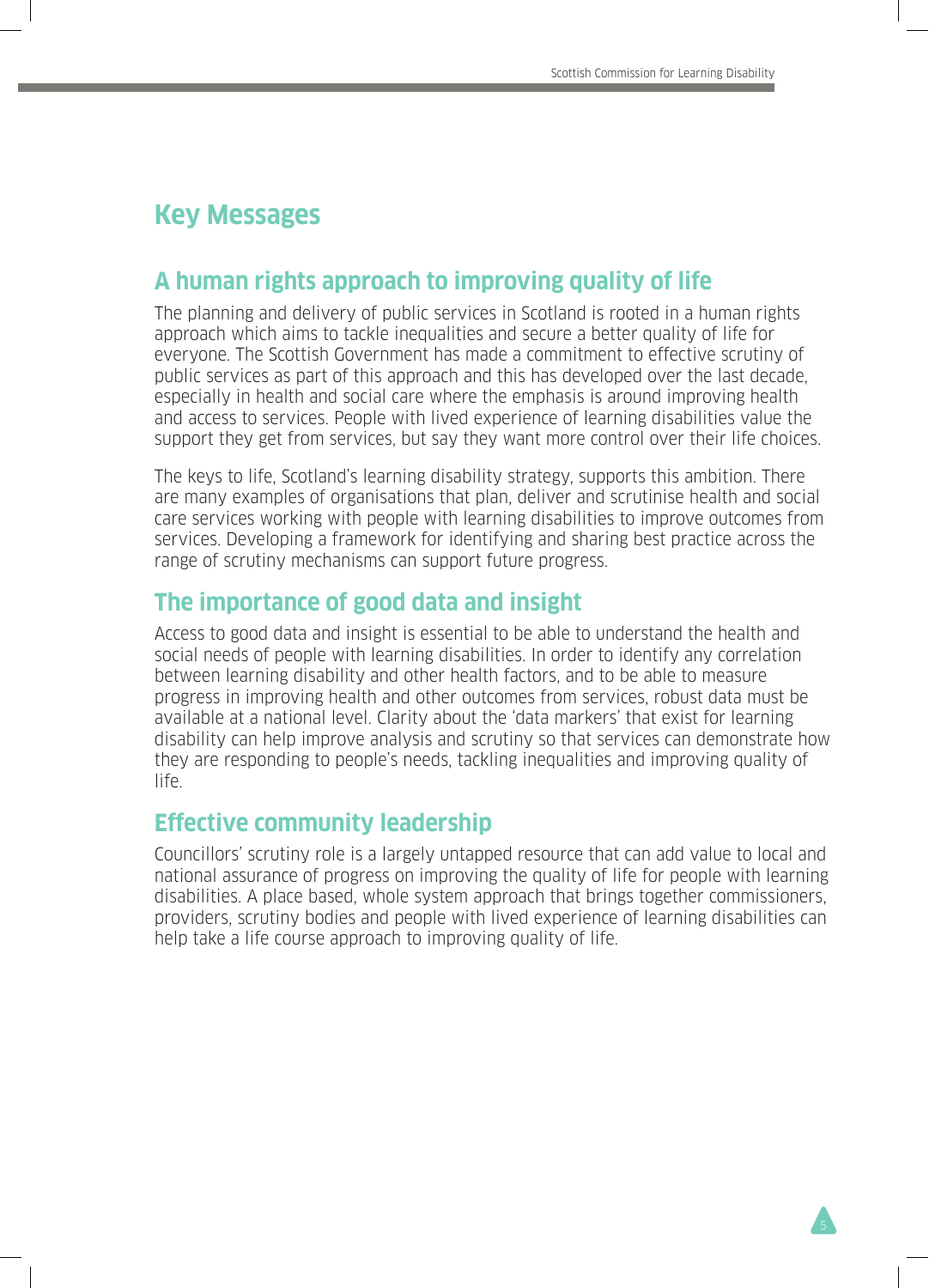# Key Messages

## A human rights approach to improving quality of life

The planning and delivery of public services in Scotland is rooted in a human rights approach which aims to tackle inequalities and secure a better quality of life for everyone. The Scottish Government has made a commitment to effective scrutiny of public services as part of this approach and this has developed over the last decade, especially in health and social care where the emphasis is around improving health and access to services. People with lived experience of learning disabilities value the support they get from services, but say they want more control over their life choices.

The keys to life, Scotland's learning disability strategy, supports this ambition. There are many examples of organisations that plan, deliver and scrutinise health and social care services working with people with learning disabilities to improve outcomes from services. Developing a framework for identifying and sharing best practice across the range of scrutiny mechanisms can support future progress.

## The importance of good data and insight

Access to good data and insight is essential to be able to understand the health and social needs of people with learning disabilities. In order to identify any correlation between learning disability and other health factors, and to be able to measure progress in improving health and other outcomes from services, robust data must be available at a national level. Clarity about the 'data markers' that exist for learning disability can help improve analysis and scrutiny so that services can demonstrate how they are responding to people's needs, tackling inequalities and improving quality of life.

## Effective community leadership

Councillors' scrutiny role is a largely untapped resource that can add value to local and national assurance of progress on improving the quality of life for people with learning disabilities. A place based, whole system approach that brings together commissioners, providers, scrutiny bodies and people with lived experience of learning disabilities can help take a life course approach to improving quality of life.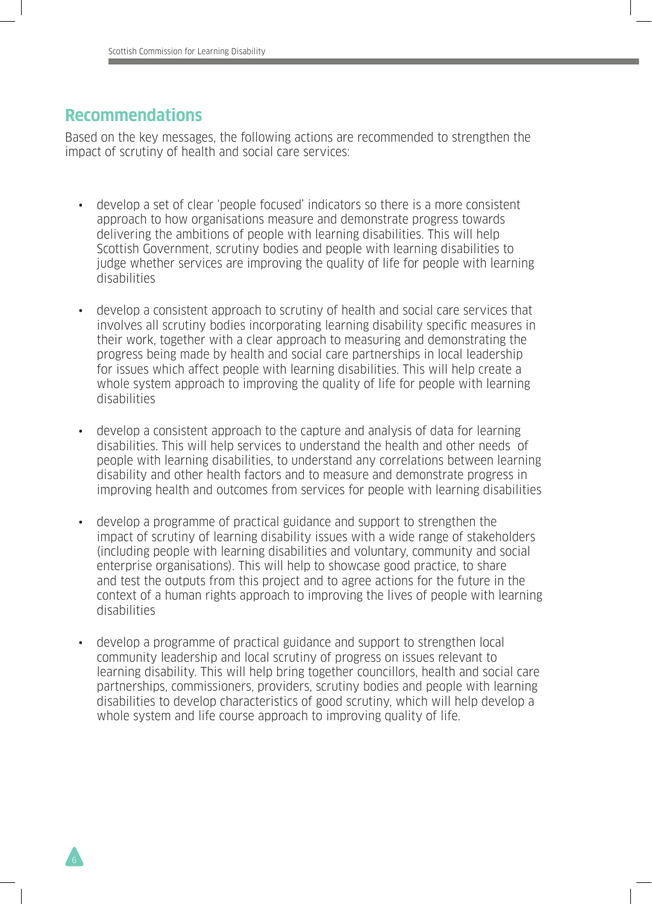## Recommendations

Based on the key messages, the following actions are recommended to strengthen the impact of scrutiny of health and social care services:

- develop a set of clear 'people focused' indicators so there is a more consistent approach to how organisations measure and demonstrate progress towards delivering the ambitions of people with learning disabilities. This will help Scottish Government, scrutiny bodies and people with learning disabilities to judge whether services are improving the quality of life for people with learning disabilities

- develop a consistent approach to scrutiny of health and social care services that involves all scrutiny bodies incorporating learning disability specific measures in their work, together with a clear approach to measuring and demonstrating the progress being made by health and social care partnerships in local leadership for issues which affect people with learning disabilities. This will help create a whole system approach to improving the quality of life for people with learning disabilities

- develop a consistent approach to the capture and analysis of data for learning disabilities. This will help services to understand the health and other needs of people with learning disabilities, to understand any correlations between learning disability and other health factors and to measure and demonstrate progress in improving health and outcomes from services for people with learning disabilities

- develop a programme of practical guidance and support to strengthen the impact of scrutiny of learning disability issues with a wide range of stakeholders (including people with learning disabilities and voluntary, community and social enterprise organisations). This will help to showcase good practice, to share and test the outputs from this project and to agree actions for the future in the context of a human rights approach to improving the lives of people with learning disabilities

- develop a programme of practical guidance and support to strengthen local community leadership and local scrutiny of progress on issues relevant to learning disability. This will help bring together councillors, health and social care partnerships, commissioners, providers, scrutiny bodies and people with learning disabilities to develop characteristics of good scrutiny, which will help develop a whole system and life course approach to improving quality of life.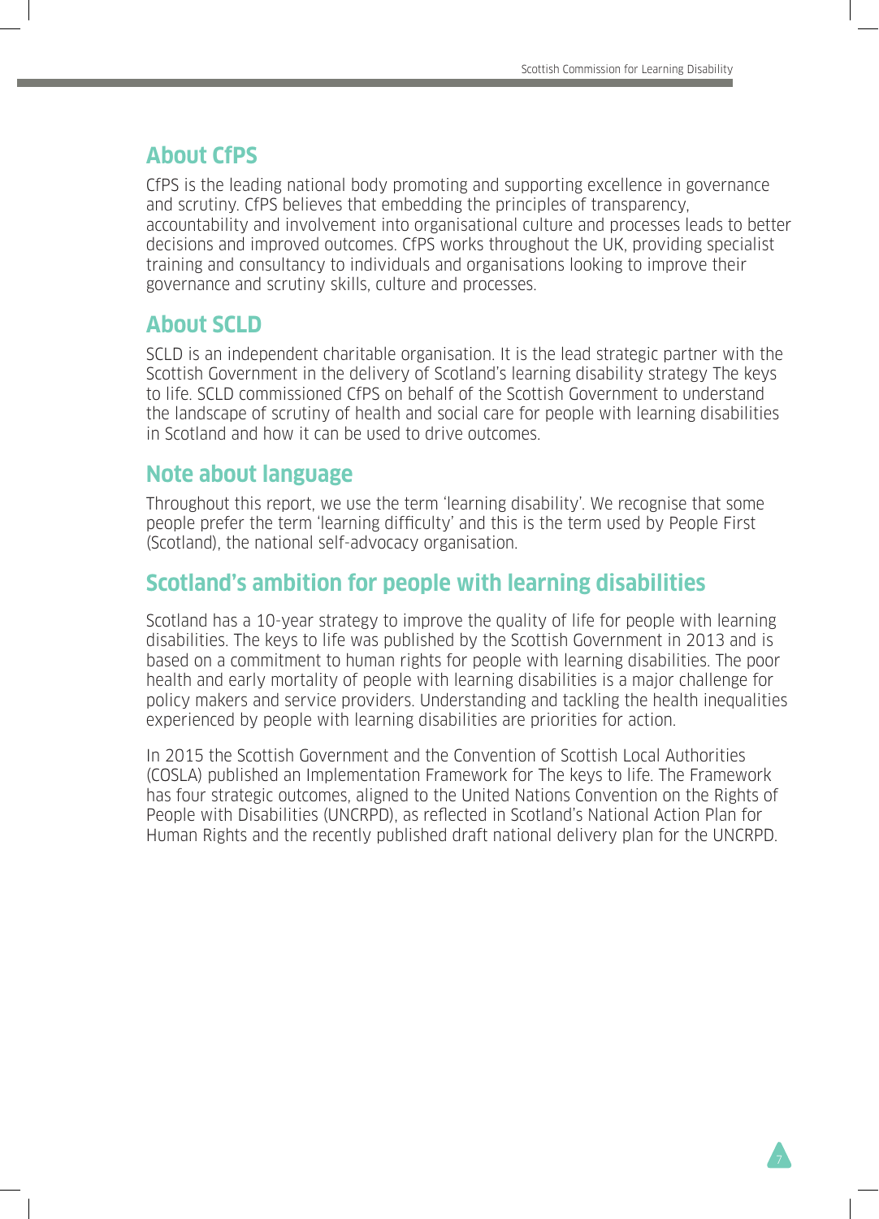## About CfPS

CfPS is the leading national body promoting and supporting excellence in governance and scrutiny. CfPS believes that embedding the principles of transparency, accountability and involvement into organisational culture and processes leads to better decisions and improved outcomes. CfPS works throughout the UK, providing specialist training and consultancy to individuals and organisations looking to improve their governance and scrutiny skills, culture and processes.

## About SCLD

SCLD is an independent charitable organisation. It is the lead strategic partner with the Scottish Government in the delivery of Scotland's learning disability strategy The keys to life. SCLD commissioned CfPS on behalf of the Scottish Government to understand the landscape of scrutiny of health and social care for people with learning disabilities in Scotland and how it can be used to drive outcomes.

## Note about language

Throughout this report, we use the term 'learning disability'. We recognise that some people prefer the term 'learning difficulty' and this is the term used by People First (Scotland), the national self-advocacy organisation.

## Scotland's ambition for people with learning disabilities

Scotland has a 10-year strategy to improve the quality of life for people with learning disabilities. The keys to life was published by the Scottish Government in 2013 and is based on a commitment to human rights for people with learning disabilities. The poor health and early mortality of people with learning disabilities is a major challenge for policy makers and service providers. Understanding and tackling the health inequalities experienced by people with learning disabilities are priorities for action.

In 2015 the Scottish Government and the Convention of Scottish Local Authorities (COSLA) published an Implementation Framework for The keys to life. The Framework has four strategic outcomes, aligned to the United Nations Convention on the Rights of People with Disabilities (UNCRPD), as reflected in Scotland's National Action Plan for Human Rights and the recently published draft national delivery plan for the UNCRPD.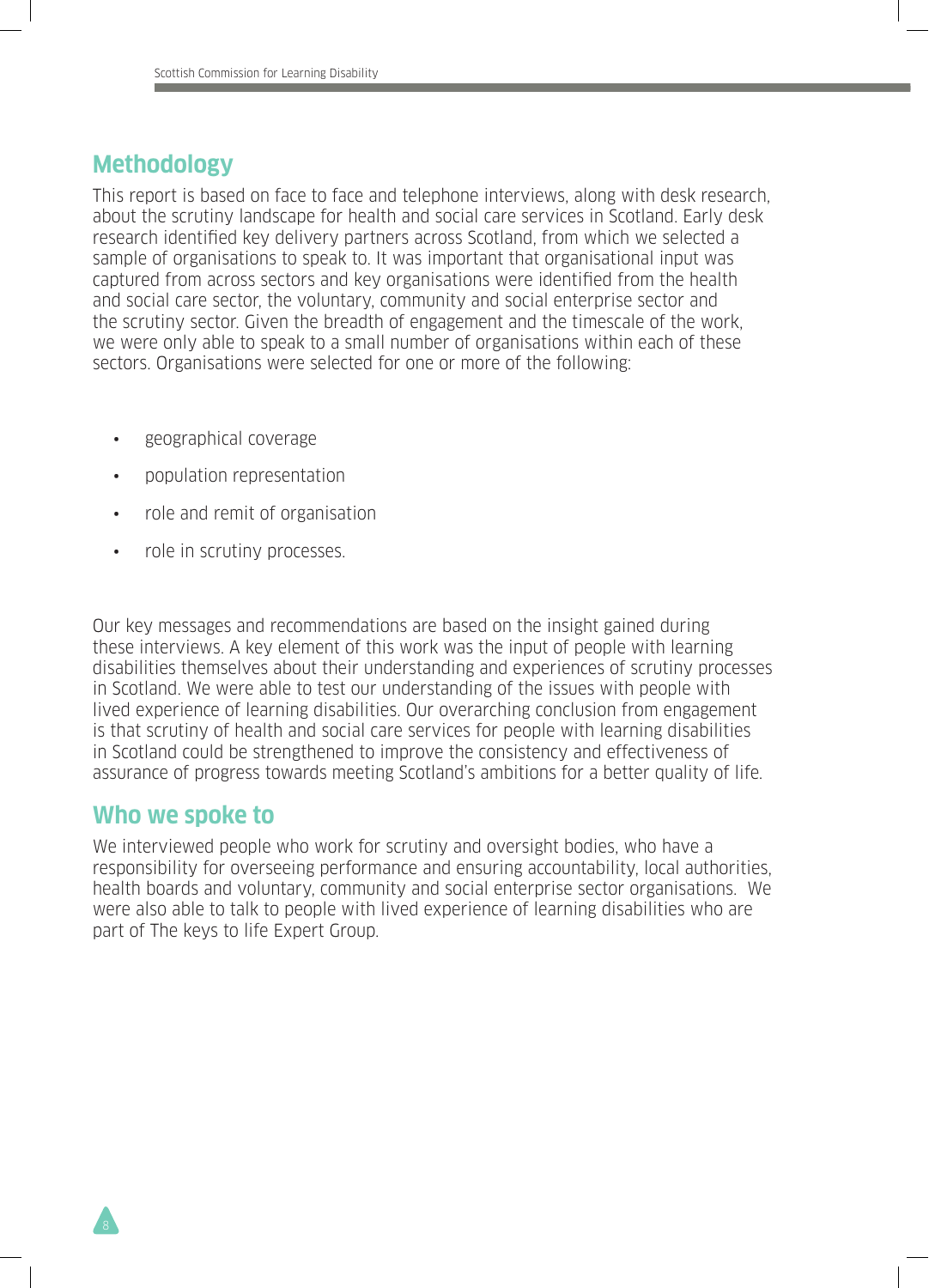## Methodology

This report is based on face to face and telephone interviews, along with desk research, about the scrutiny landscape for health and social care services in Scotland. Early desk research identified key delivery partners across Scotland, from which we selected a sample of organisations to speak to. It was important that organisational input was captured from across sectors and key organisations were identified from the health and social care sector, the voluntary, community and social enterprise sector and the scrutiny sector. Given the breadth of engagement and the timescale of the work, we were only able to speak to a small number of organisations within each of these sectors. Organisations were selected for one or more of the following:

- geographical coverage
- population representation
- role and remit of organisation
- role in scrutiny processes.

Our key messages and recommendations are based on the insight gained during these interviews. A key element of this work was the input of people with learning disabilities themselves about their understanding and experiences of scrutiny processes in Scotland. We were able to test our understanding of the issues with people with lived experience of learning disabilities. Our overarching conclusion from engagement is that scrutiny of health and social care services for people with learning disabilities in Scotland could be strengthened to improve the consistency and effectiveness of assurance of progress towards meeting Scotland's ambitions for a better quality of life.

## Who we spoke to

We interviewed people who work for scrutiny and oversight bodies, who have a responsibility for overseeing performance and ensuring accountability, local authorities, health boards and voluntary, community and social enterprise sector organisations. We were also able to talk to people with lived experience of learning disabilities who are part of The keys to life Expert Group.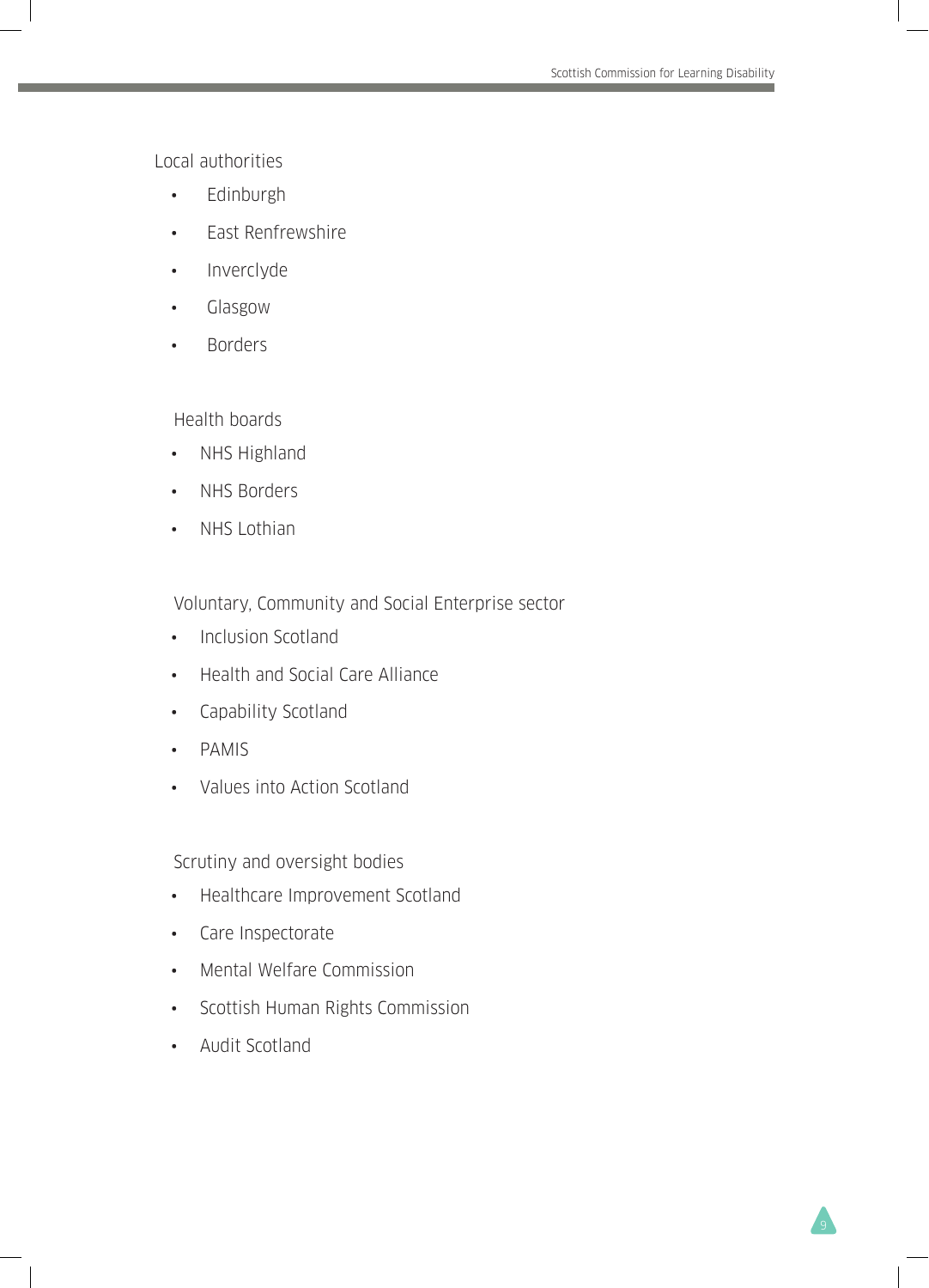Local authorities

- Edinburgh
- East Renfrewshire
- Inverclyde
- Glasgow
- Borders

Health boards

- NHS Highland
- NHS Borders
- NHS Lothian

Voluntary, Community and Social Enterprise sector

- Inclusion Scotland
- Health and Social Care Alliance
- Capability Scotland
- PAMIS
- Values into Action Scotland

Scrutiny and oversight bodies

- Healthcare Improvement Scotland
- Care Inspectorate
- Mental Welfare Commission
- Scottish Human Rights Commission
- Audit Scotland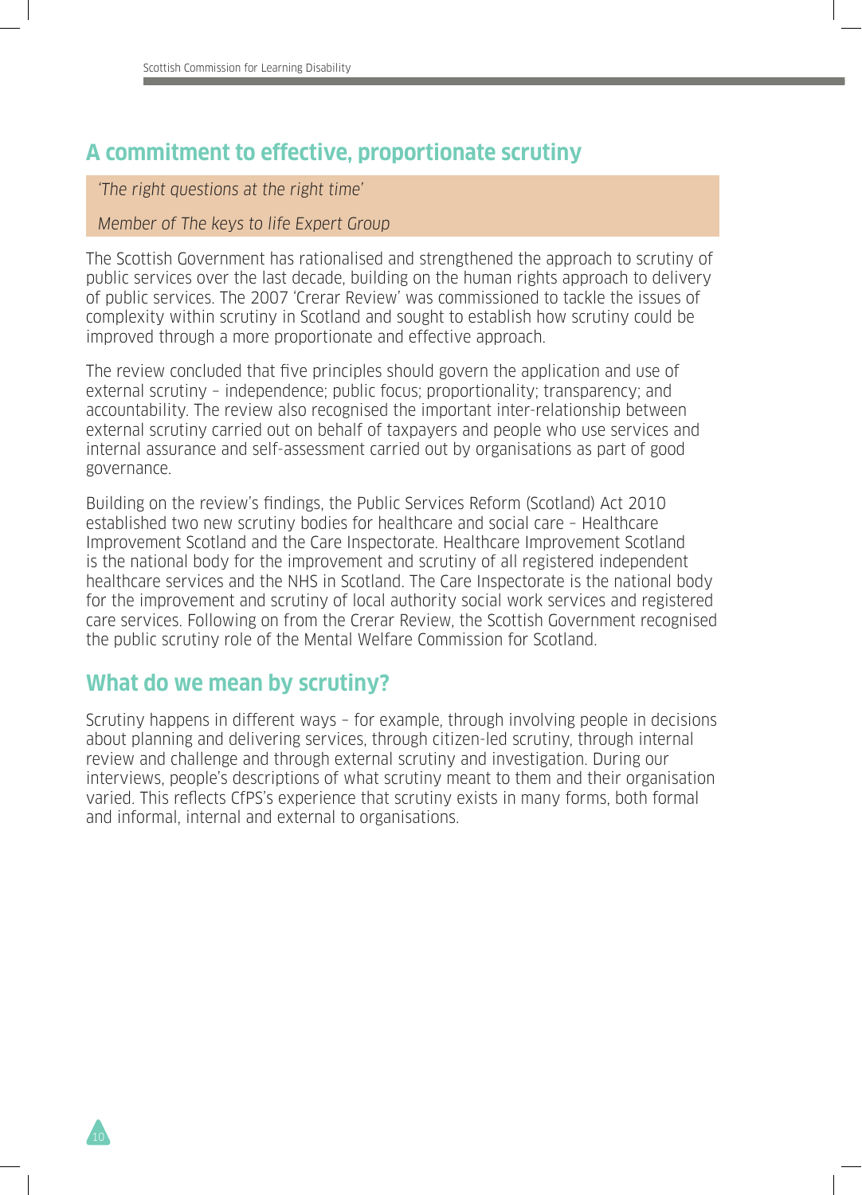## A commitment to effective, proportionate scrutiny

> *'The right questions at the right time'*
>
> *Member of The keys to life Expert Group*

The Scottish Government has rationalised and strengthened the approach to scrutiny of public services over the last decade, building on the human rights approach to delivery of public services. The 2007 'Crerar Review' was commissioned to tackle the issues of complexity within scrutiny in Scotland and sought to establish how scrutiny could be improved through a more proportionate and effective approach.

The review concluded that five principles should govern the application and use of external scrutiny – independence; public focus; proportionality; transparency; and accountability. The review also recognised the important inter-relationship between external scrutiny carried out on behalf of taxpayers and people who use services and internal assurance and self-assessment carried out by organisations as part of good governance.

Building on the review's findings, the Public Services Reform (Scotland) Act 2010 established two new scrutiny bodies for healthcare and social care – Healthcare Improvement Scotland and the Care Inspectorate. Healthcare Improvement Scotland is the national body for the improvement and scrutiny of all registered independent healthcare services and the NHS in Scotland. The Care Inspectorate is the national body for the improvement and scrutiny of local authority social work services and registered care services. Following on from the Crerar Review, the Scottish Government recognised the public scrutiny role of the Mental Welfare Commission for Scotland.

## What do we mean by scrutiny?

Scrutiny happens in different ways – for example, through involving people in decisions about planning and delivering services, through citizen-led scrutiny, through internal review and challenge and through external scrutiny and investigation. During our interviews, people's descriptions of what scrutiny meant to them and their organisation varied. This reflects CfPS's experience that scrutiny exists in many forms, both formal and informal, internal and external to organisations.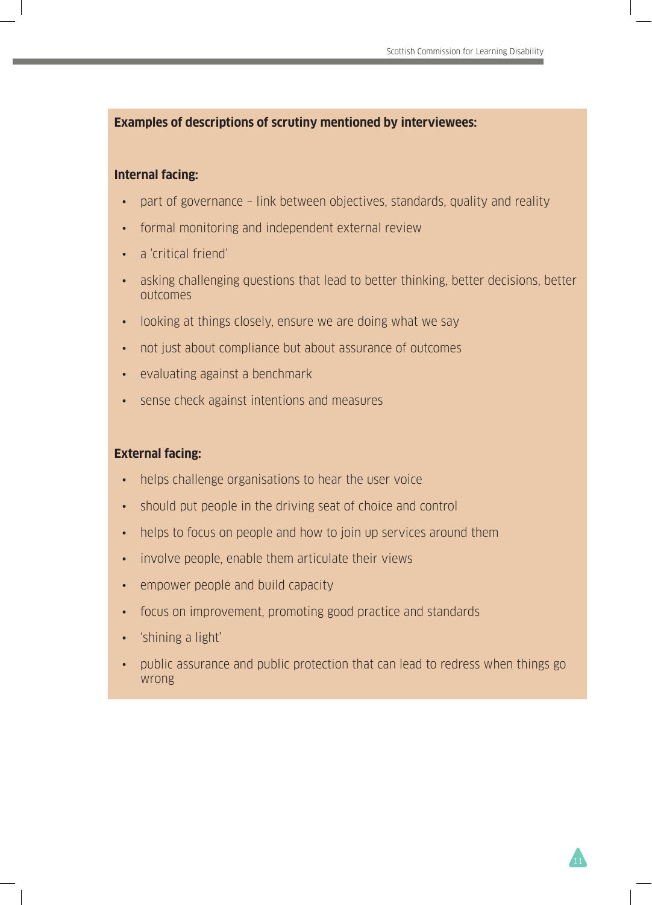**Examples of descriptions of scrutiny mentioned by interviewees:**

**Internal facing:**

- part of governance – link between objectives, standards, quality and reality
- formal monitoring and independent external review
- a 'critical friend'
- asking challenging questions that lead to better thinking, better decisions, better outcomes
- looking at things closely, ensure we are doing what we say
- not just about compliance but about assurance of outcomes
- evaluating against a benchmark
- sense check against intentions and measures

**External facing:**

- helps challenge organisations to hear the user voice
- should put people in the driving seat of choice and control
- helps to focus on people and how to join up services around them
- involve people, enable them articulate their views
- empower people and build capacity
- focus on improvement, promoting good practice and standards
- 'shining a light'
- public assurance and public protection that can lead to redress when things go wrong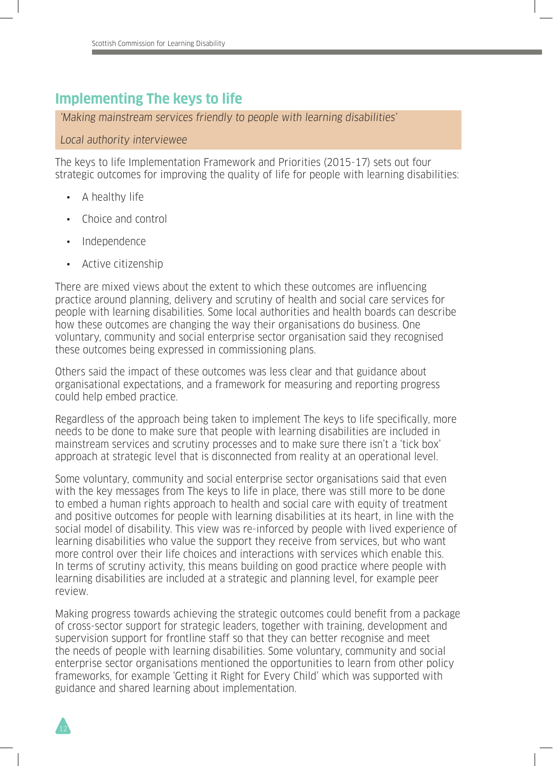## Implementing The keys to life

> *'Making mainstream services friendly to people with learning disabilities'*
>
> *Local authority interviewee*

The keys to life Implementation Framework and Priorities (2015-17) sets out four strategic outcomes for improving the quality of life for people with learning disabilities:

- A healthy life
- Choice and control
- Independence
- Active citizenship

There are mixed views about the extent to which these outcomes are influencing practice around planning, delivery and scrutiny of health and social care services for people with learning disabilities. Some local authorities and health boards can describe how these outcomes are changing the way their organisations do business. One voluntary, community and social enterprise sector organisation said they recognised these outcomes being expressed in commissioning plans.

Others said the impact of these outcomes was less clear and that guidance about organisational expectations, and a framework for measuring and reporting progress could help embed practice.

Regardless of the approach being taken to implement The keys to life specifically, more needs to be done to make sure that people with learning disabilities are included in mainstream services and scrutiny processes and to make sure there isn't a 'tick box' approach at strategic level that is disconnected from reality at an operational level.

Some voluntary, community and social enterprise sector organisations said that even with the key messages from The keys to life in place, there was still more to be done to embed a human rights approach to health and social care with equity of treatment and positive outcomes for people with learning disabilities at its heart, in line with the social model of disability. This view was re-inforced by people with lived experience of learning disabilities who value the support they receive from services, but who want more control over their life choices and interactions with services which enable this. In terms of scrutiny activity, this means building on good practice where people with learning disabilities are included at a strategic and planning level, for example peer review.

Making progress towards achieving the strategic outcomes could benefit from a package of cross-sector support for strategic leaders, together with training, development and supervision support for frontline staff so that they can better recognise and meet the needs of people with learning disabilities. Some voluntary, community and social enterprise sector organisations mentioned the opportunities to learn from other policy frameworks, for example 'Getting it Right for Every Child' which was supported with guidance and shared learning about implementation.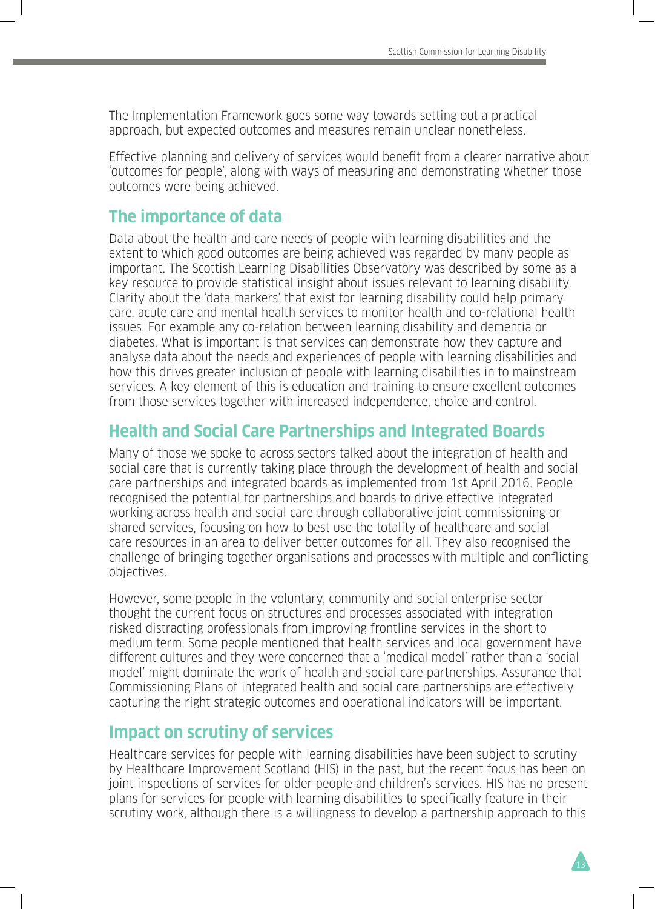The Implementation Framework goes some way towards setting out a practical approach, but expected outcomes and measures remain unclear nonetheless.

Effective planning and delivery of services would benefit from a clearer narrative about 'outcomes for people', along with ways of measuring and demonstrating whether those outcomes were being achieved.

## The importance of data

Data about the health and care needs of people with learning disabilities and the extent to which good outcomes are being achieved was regarded by many people as important. The Scottish Learning Disabilities Observatory was described by some as a key resource to provide statistical insight about issues relevant to learning disability. Clarity about the 'data markers' that exist for learning disability could help primary care, acute care and mental health services to monitor health and co-relational health issues. For example any co-relation between learning disability and dementia or diabetes. What is important is that services can demonstrate how they capture and analyse data about the needs and experiences of people with learning disabilities and how this drives greater inclusion of people with learning disabilities in to mainstream services. A key element of this is education and training to ensure excellent outcomes from those services together with increased independence, choice and control.

## Health and Social Care Partnerships and Integrated Boards

Many of those we spoke to across sectors talked about the integration of health and social care that is currently taking place through the development of health and social care partnerships and integrated boards as implemented from 1st April 2016. People recognised the potential for partnerships and boards to drive effective integrated working across health and social care through collaborative joint commissioning or shared services, focusing on how to best use the totality of healthcare and social care resources in an area to deliver better outcomes for all. They also recognised the challenge of bringing together organisations and processes with multiple and conflicting objectives.

However, some people in the voluntary, community and social enterprise sector thought the current focus on structures and processes associated with integration risked distracting professionals from improving frontline services in the short to medium term. Some people mentioned that health services and local government have different cultures and they were concerned that a 'medical model' rather than a 'social model' might dominate the work of health and social care partnerships. Assurance that Commissioning Plans of integrated health and social care partnerships are effectively capturing the right strategic outcomes and operational indicators will be important.

## Impact on scrutiny of services

Healthcare services for people with learning disabilities have been subject to scrutiny by Healthcare Improvement Scotland (HIS) in the past, but the recent focus has been on joint inspections of services for older people and children's services. HIS has no present plans for services for people with learning disabilities to specifically feature in their scrutiny work, although there is a willingness to develop a partnership approach to this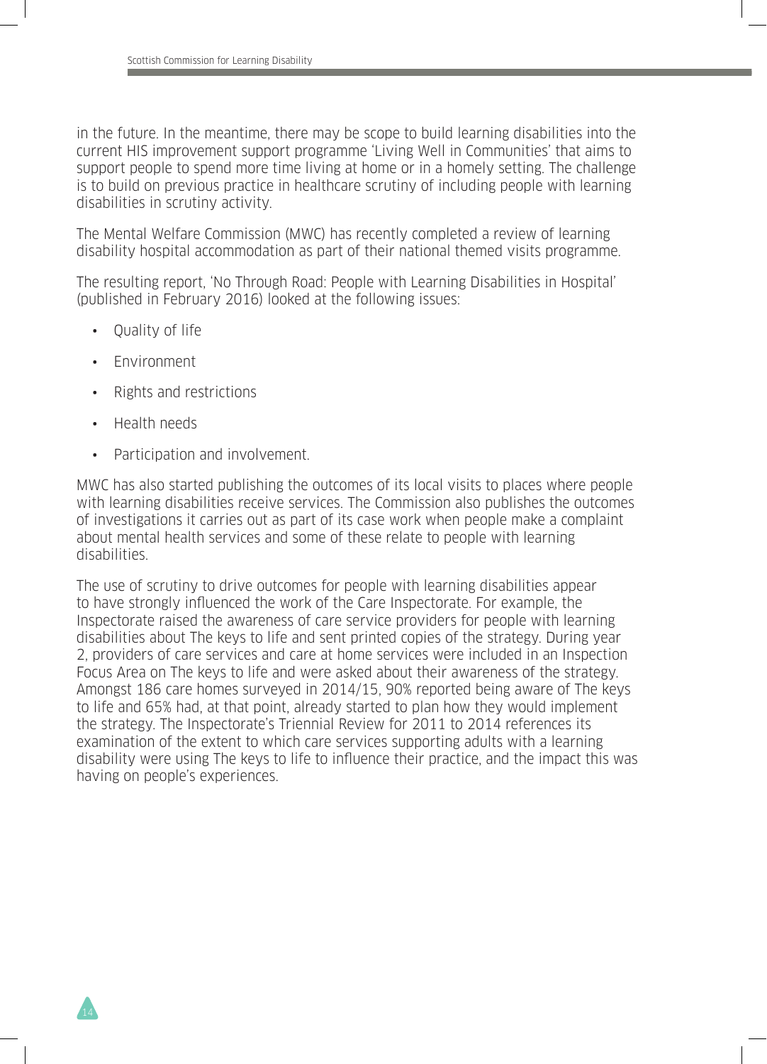in the future. In the meantime, there may be scope to build learning disabilities into the current HIS improvement support programme 'Living Well in Communities' that aims to support people to spend more time living at home or in a homely setting. The challenge is to build on previous practice in healthcare scrutiny of including people with learning disabilities in scrutiny activity.

The Mental Welfare Commission (MWC) has recently completed a review of learning disability hospital accommodation as part of their national themed visits programme.

The resulting report, 'No Through Road: People with Learning Disabilities in Hospital' (published in February 2016) looked at the following issues:

- Quality of life
- Environment
- Rights and restrictions
- Health needs
- Participation and involvement.

MWC has also started publishing the outcomes of its local visits to places where people with learning disabilities receive services. The Commission also publishes the outcomes of investigations it carries out as part of its case work when people make a complaint about mental health services and some of these relate to people with learning disabilities.

The use of scrutiny to drive outcomes for people with learning disabilities appear to have strongly influenced the work of the Care Inspectorate. For example, the Inspectorate raised the awareness of care service providers for people with learning disabilities about The keys to life and sent printed copies of the strategy. During year 2, providers of care services and care at home services were included in an Inspection Focus Area on The keys to life and were asked about their awareness of the strategy. Amongst 186 care homes surveyed in 2014/15, 90% reported being aware of The keys to life and 65% had, at that point, already started to plan how they would implement the strategy. The Inspectorate's Triennial Review for 2011 to 2014 references its examination of the extent to which care services supporting adults with a learning disability were using The keys to life to influence their practice, and the impact this was having on people's experiences.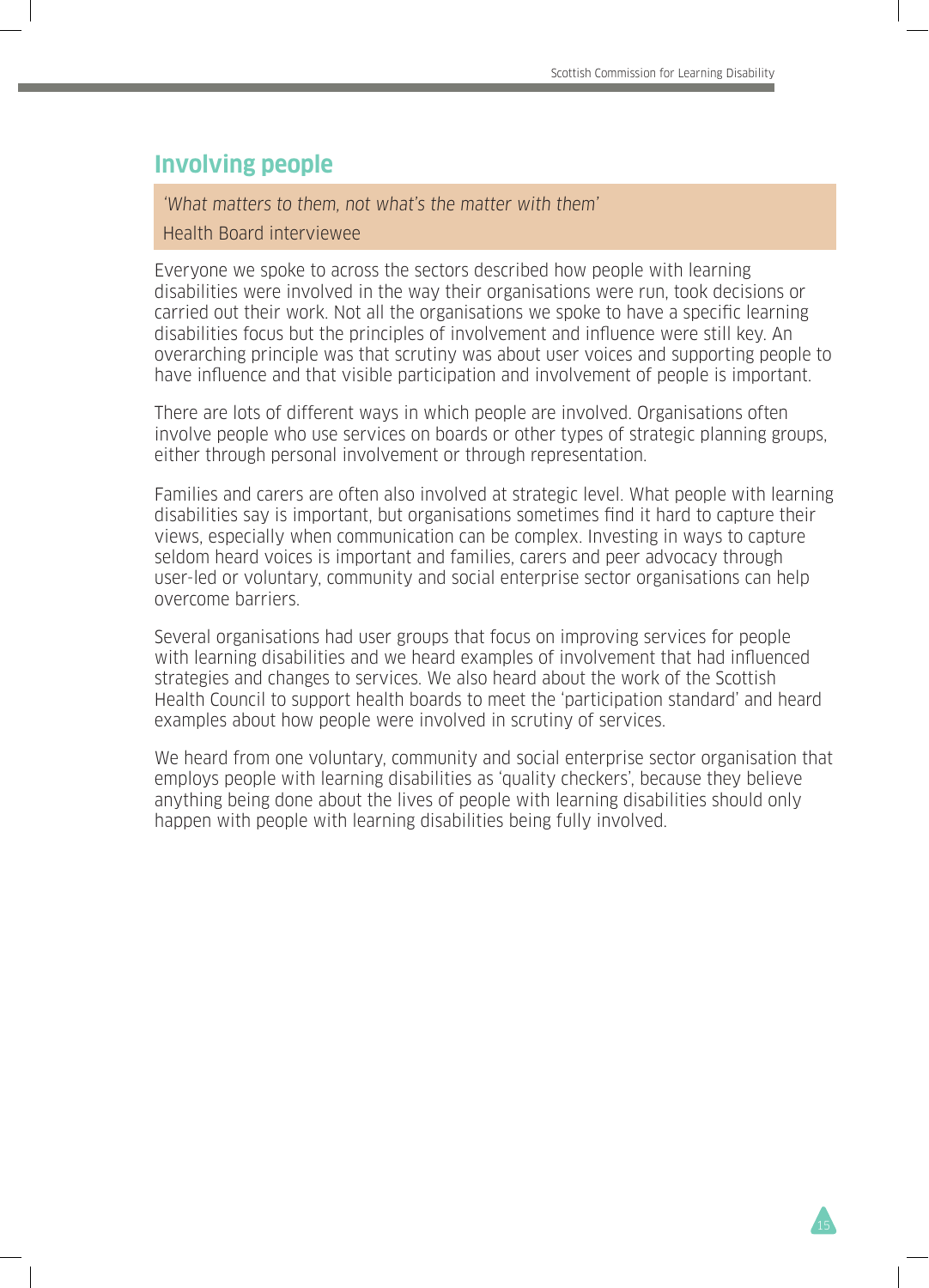## Involving people

*'What matters to them, not what's the matter with them'*

Health Board interviewee

Everyone we spoke to across the sectors described how people with learning disabilities were involved in the way their organisations were run, took decisions or carried out their work. Not all the organisations we spoke to have a specific learning disabilities focus but the principles of involvement and influence were still key. An overarching principle was that scrutiny was about user voices and supporting people to have influence and that visible participation and involvement of people is important.

There are lots of different ways in which people are involved. Organisations often involve people who use services on boards or other types of strategic planning groups, either through personal involvement or through representation.

Families and carers are often also involved at strategic level. What people with learning disabilities say is important, but organisations sometimes find it hard to capture their views, especially when communication can be complex. Investing in ways to capture seldom heard voices is important and families, carers and peer advocacy through user-led or voluntary, community and social enterprise sector organisations can help overcome barriers.

Several organisations had user groups that focus on improving services for people with learning disabilities and we heard examples of involvement that had influenced strategies and changes to services. We also heard about the work of the Scottish Health Council to support health boards to meet the 'participation standard' and heard examples about how people were involved in scrutiny of services.

We heard from one voluntary, community and social enterprise sector organisation that employs people with learning disabilities as 'quality checkers', because they believe anything being done about the lives of people with learning disabilities should only happen with people with learning disabilities being fully involved.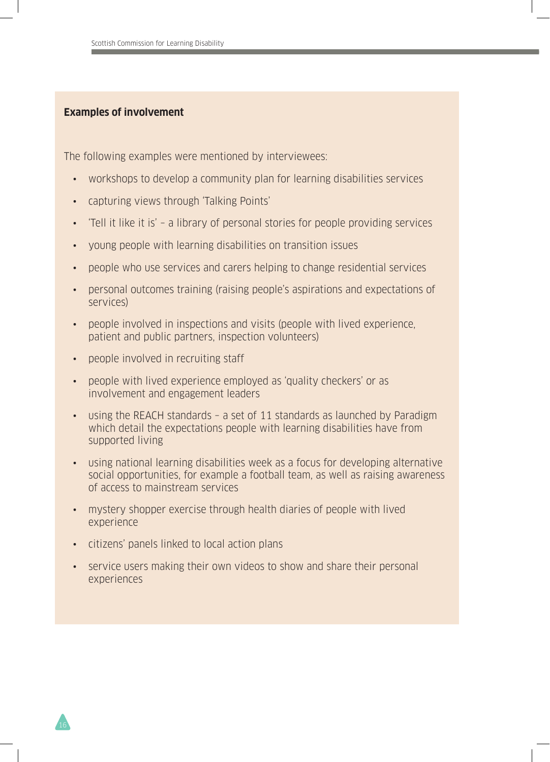**Examples of involvement**

The following examples were mentioned by interviewees:

- workshops to develop a community plan for learning disabilities services
- capturing views through 'Talking Points'
- 'Tell it like it is' – a library of personal stories for people providing services
- young people with learning disabilities on transition issues
- people who use services and carers helping to change residential services
- personal outcomes training (raising people's aspirations and expectations of services)
- people involved in inspections and visits (people with lived experience, patient and public partners, inspection volunteers)
- people involved in recruiting staff
- people with lived experience employed as 'quality checkers' or as involvement and engagement leaders
- using the REACH standards – a set of 11 standards as launched by Paradigm which detail the expectations people with learning disabilities have from supported living
- using national learning disabilities week as a focus for developing alternative social opportunities, for example a football team, as well as raising awareness of access to mainstream services
- mystery shopper exercise through health diaries of people with lived experience
- citizens' panels linked to local action plans
- service users making their own videos to show and share their personal experiences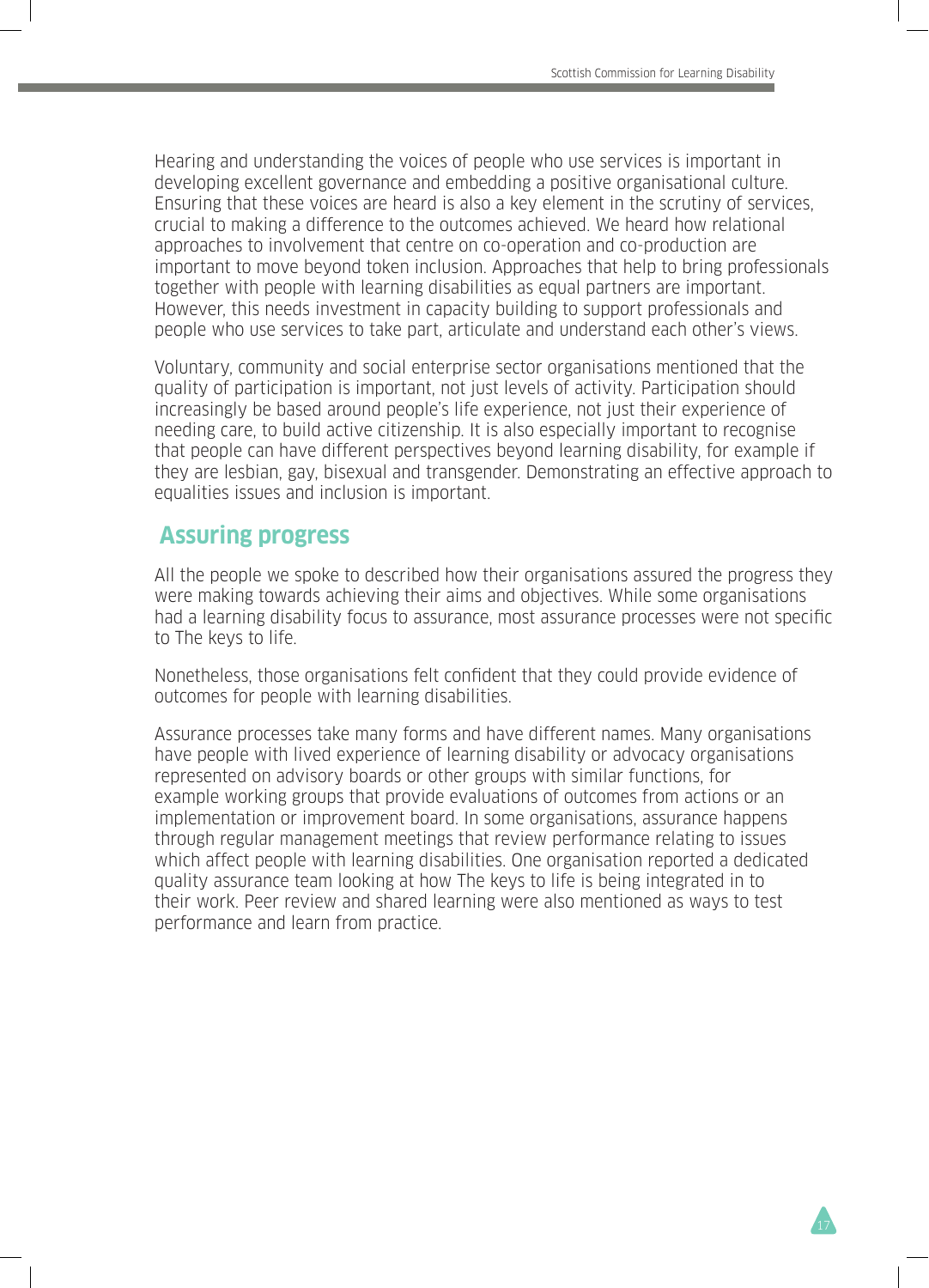Hearing and understanding the voices of people who use services is important in developing excellent governance and embedding a positive organisational culture. Ensuring that these voices are heard is also a key element in the scrutiny of services, crucial to making a difference to the outcomes achieved. We heard how relational approaches to involvement that centre on co-operation and co-production are important to move beyond token inclusion. Approaches that help to bring professionals together with people with learning disabilities as equal partners are important. However, this needs investment in capacity building to support professionals and people who use services to take part, articulate and understand each other's views.

Voluntary, community and social enterprise sector organisations mentioned that the quality of participation is important, not just levels of activity. Participation should increasingly be based around people's life experience, not just their experience of needing care, to build active citizenship. It is also especially important to recognise that people can have different perspectives beyond learning disability, for example if they are lesbian, gay, bisexual and transgender. Demonstrating an effective approach to equalities issues and inclusion is important.

## Assuring progress

All the people we spoke to described how their organisations assured the progress they were making towards achieving their aims and objectives. While some organisations had a learning disability focus to assurance, most assurance processes were not specific to The keys to life.

Nonetheless, those organisations felt confident that they could provide evidence of outcomes for people with learning disabilities.

Assurance processes take many forms and have different names. Many organisations have people with lived experience of learning disability or advocacy organisations represented on advisory boards or other groups with similar functions, for example working groups that provide evaluations of outcomes from actions or an implementation or improvement board. In some organisations, assurance happens through regular management meetings that review performance relating to issues which affect people with learning disabilities. One organisation reported a dedicated quality assurance team looking at how The keys to life is being integrated in to their work. Peer review and shared learning were also mentioned as ways to test performance and learn from practice.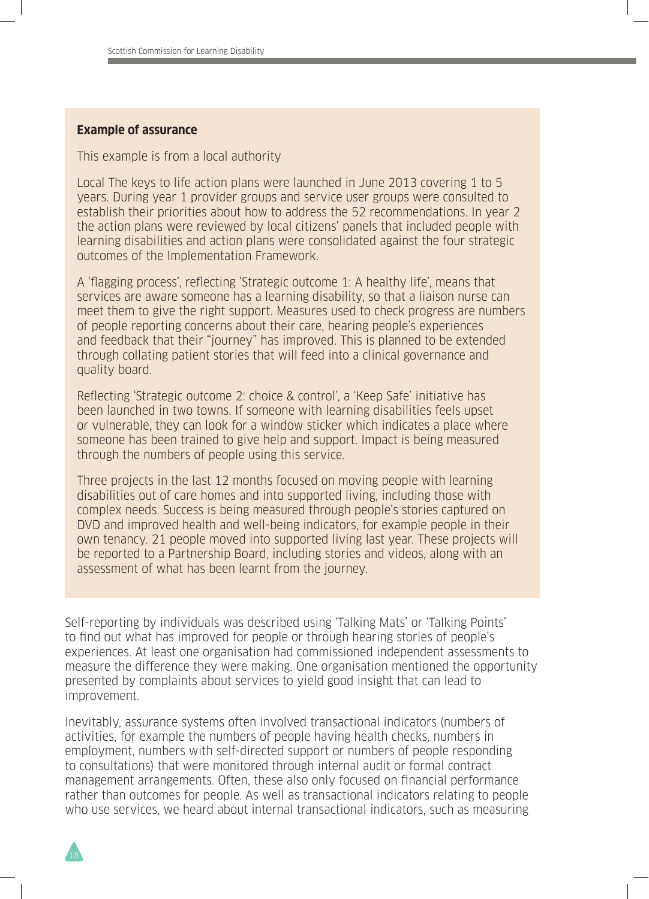**Example of assurance**

This example is from a local authority

Local The keys to life action plans were launched in June 2013 covering 1 to 5 years. During year 1 provider groups and service user groups were consulted to establish their priorities about how to address the 52 recommendations. In year 2 the action plans were reviewed by local citizens' panels that included people with learning disabilities and action plans were consolidated against the four strategic outcomes of the Implementation Framework.

A 'flagging process', reflecting 'Strategic outcome 1: A healthy life', means that services are aware someone has a learning disability, so that a liaison nurse can meet them to give the right support. Measures used to check progress are numbers of people reporting concerns about their care, hearing people's experiences and feedback that their "journey" has improved. This is planned to be extended through collating patient stories that will feed into a clinical governance and quality board.

Reflecting 'Strategic outcome 2: choice & control', a 'Keep Safe' initiative has been launched in two towns. If someone with learning disabilities feels upset or vulnerable, they can look for a window sticker which indicates a place where someone has been trained to give help and support. Impact is being measured through the numbers of people using this service.

Three projects in the last 12 months focused on moving people with learning disabilities out of care homes and into supported living, including those with complex needs. Success is being measured through people's stories captured on DVD and improved health and well-being indicators, for example people in their own tenancy. 21 people moved into supported living last year. These projects will be reported to a Partnership Board, including stories and videos, along with an assessment of what has been learnt from the journey.

Self-reporting by individuals was described using 'Talking Mats' or 'Talking Points' to find out what has improved for people or through hearing stories of people's experiences. At least one organisation had commissioned independent assessments to measure the difference they were making. One organisation mentioned the opportunity presented by complaints about services to yield good insight that can lead to improvement.

Inevitably, assurance systems often involved transactional indicators (numbers of activities, for example the numbers of people having health checks, numbers in employment, numbers with self-directed support or numbers of people responding to consultations) that were monitored through internal audit or formal contract management arrangements. Often, these also only focused on financial performance rather than outcomes for people. As well as transactional indicators relating to people who use services, we heard about internal transactional indicators, such as measuring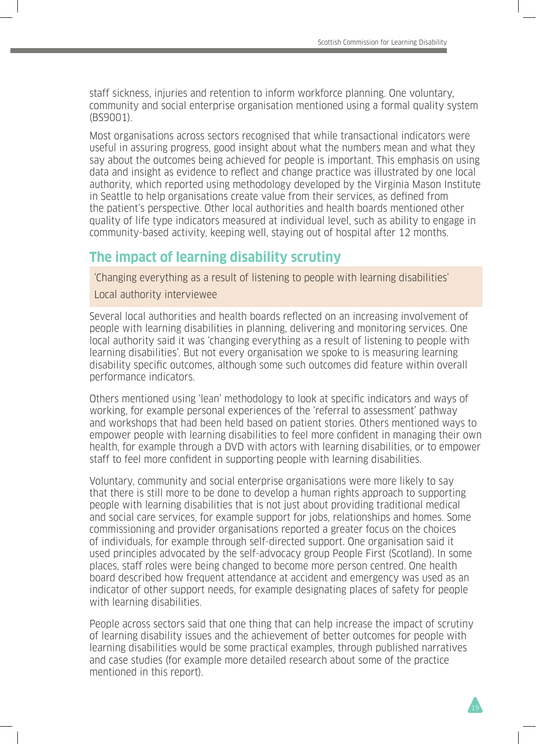staff sickness, injuries and retention to inform workforce planning. One voluntary, community and social enterprise organisation mentioned using a formal quality system (BS9001).

Most organisations across sectors recognised that while transactional indicators were useful in assuring progress, good insight about what the numbers mean and what they say about the outcomes being achieved for people is important. This emphasis on using data and insight as evidence to reflect and change practice was illustrated by one local authority, which reported using methodology developed by the Virginia Mason Institute in Seattle to help organisations create value from their services, as defined from the patient's perspective. Other local authorities and health boards mentioned other quality of life type indicators measured at individual level, such as ability to engage in community-based activity, keeping well, staying out of hospital after 12 months.

## The impact of learning disability scrutiny

> 'Changing everything as a result of listening to people with learning disabilities'
>
> Local authority interviewee

Several local authorities and health boards reflected on an increasing involvement of people with learning disabilities in planning, delivering and monitoring services. One local authority said it was 'changing everything as a result of listening to people with learning disabilities'. But not every organisation we spoke to is measuring learning disability specific outcomes, although some such outcomes did feature within overall performance indicators.

Others mentioned using 'lean' methodology to look at specific indicators and ways of working, for example personal experiences of the 'referral to assessment' pathway and workshops that had been held based on patient stories. Others mentioned ways to empower people with learning disabilities to feel more confident in managing their own health, for example through a DVD with actors with learning disabilities, or to empower staff to feel more confident in supporting people with learning disabilities.

Voluntary, community and social enterprise organisations were more likely to say that there is still more to be done to develop a human rights approach to supporting people with learning disabilities that is not just about providing traditional medical and social care services, for example support for jobs, relationships and homes. Some commissioning and provider organisations reported a greater focus on the choices of individuals, for example through self-directed support. One organisation said it used principles advocated by the self-advocacy group People First (Scotland). In some places, staff roles were being changed to become more person centred. One health board described how frequent attendance at accident and emergency was used as an indicator of other support needs, for example designating places of safety for people with learning disabilities.

People across sectors said that one thing that can help increase the impact of scrutiny of learning disability issues and the achievement of better outcomes for people with learning disabilities would be some practical examples, through published narratives and case studies (for example more detailed research about some of the practice mentioned in this report).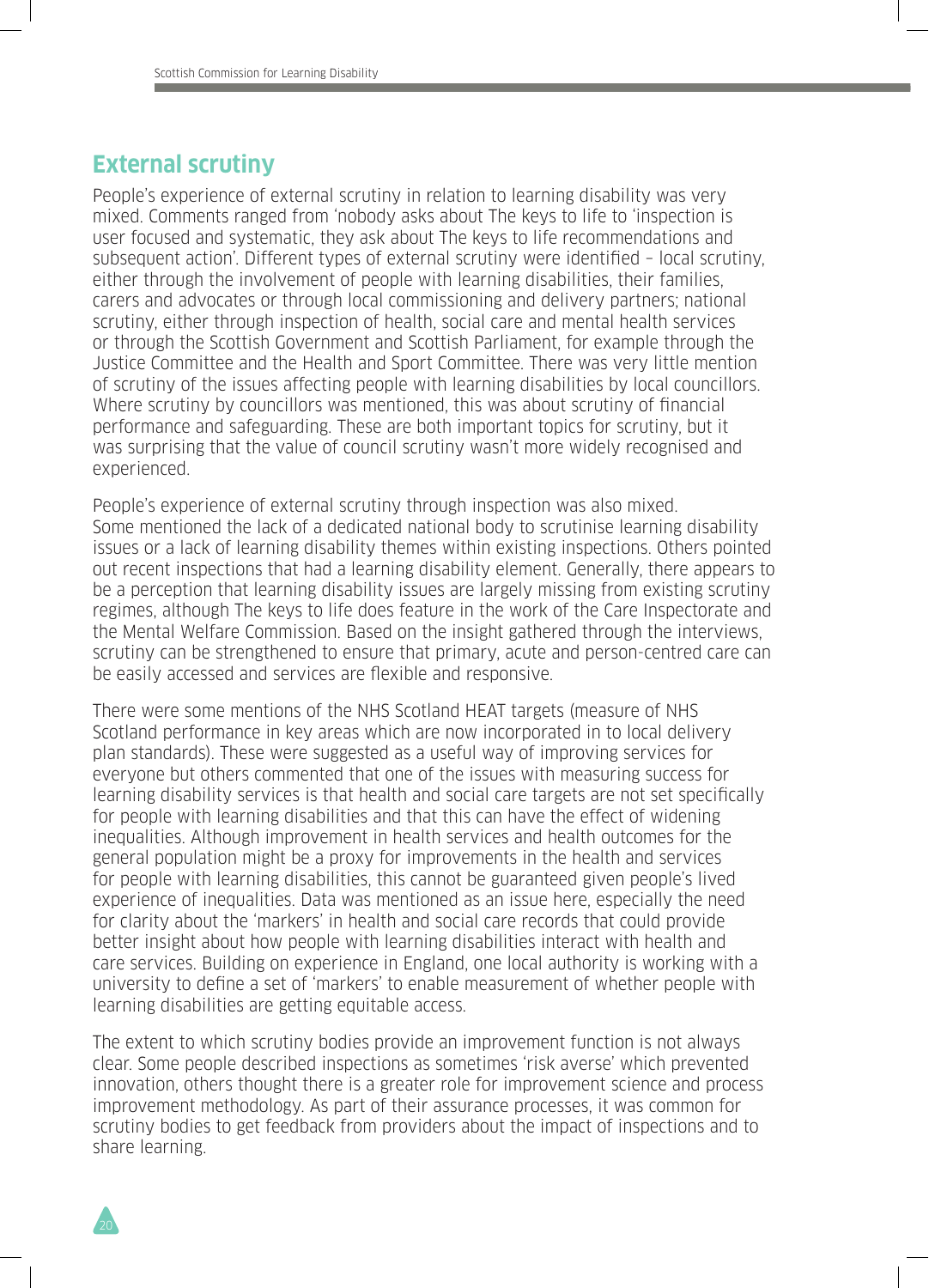## External scrutiny

People's experience of external scrutiny in relation to learning disability was very mixed. Comments ranged from 'nobody asks about The keys to life to 'inspection is user focused and systematic, they ask about The keys to life recommendations and subsequent action'. Different types of external scrutiny were identified – local scrutiny, either through the involvement of people with learning disabilities, their families, carers and advocates or through local commissioning and delivery partners; national scrutiny, either through inspection of health, social care and mental health services or through the Scottish Government and Scottish Parliament, for example through the Justice Committee and the Health and Sport Committee. There was very little mention of scrutiny of the issues affecting people with learning disabilities by local councillors. Where scrutiny by councillors was mentioned, this was about scrutiny of financial performance and safeguarding. These are both important topics for scrutiny, but it was surprising that the value of council scrutiny wasn't more widely recognised and experienced.

People's experience of external scrutiny through inspection was also mixed. Some mentioned the lack of a dedicated national body to scrutinise learning disability issues or a lack of learning disability themes within existing inspections. Others pointed out recent inspections that had a learning disability element. Generally, there appears to be a perception that learning disability issues are largely missing from existing scrutiny regimes, although The keys to life does feature in the work of the Care Inspectorate and the Mental Welfare Commission. Based on the insight gathered through the interviews, scrutiny can be strengthened to ensure that primary, acute and person-centred care can be easily accessed and services are flexible and responsive.

There were some mentions of the NHS Scotland HEAT targets (measure of NHS Scotland performance in key areas which are now incorporated in to local delivery plan standards). These were suggested as a useful way of improving services for everyone but others commented that one of the issues with measuring success for learning disability services is that health and social care targets are not set specifically for people with learning disabilities and that this can have the effect of widening inequalities. Although improvement in health services and health outcomes for the general population might be a proxy for improvements in the health and services for people with learning disabilities, this cannot be guaranteed given people's lived experience of inequalities. Data was mentioned as an issue here, especially the need for clarity about the 'markers' in health and social care records that could provide better insight about how people with learning disabilities interact with health and care services. Building on experience in England, one local authority is working with a university to define a set of 'markers' to enable measurement of whether people with learning disabilities are getting equitable access.

The extent to which scrutiny bodies provide an improvement function is not always clear. Some people described inspections as sometimes 'risk averse' which prevented innovation, others thought there is a greater role for improvement science and process improvement methodology. As part of their assurance processes, it was common for scrutiny bodies to get feedback from providers about the impact of inspections and to share learning.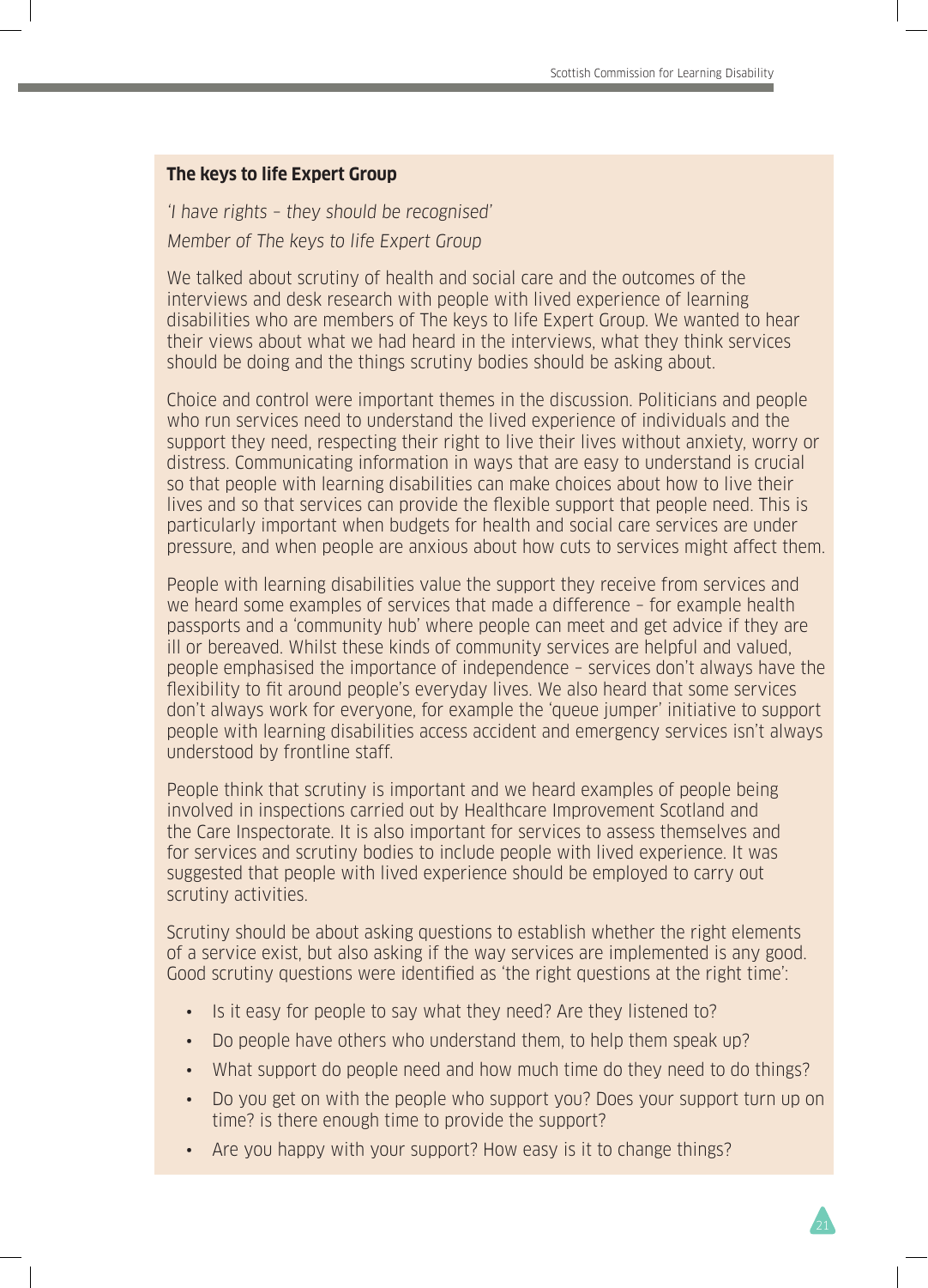### The keys to life Expert Group

*'I have rights – they should be recognised'*

*Member of The keys to life Expert Group*

We talked about scrutiny of health and social care and the outcomes of the interviews and desk research with people with lived experience of learning disabilities who are members of The keys to life Expert Group. We wanted to hear their views about what we had heard in the interviews, what they think services should be doing and the things scrutiny bodies should be asking about.

Choice and control were important themes in the discussion. Politicians and people who run services need to understand the lived experience of individuals and the support they need, respecting their right to live their lives without anxiety, worry or distress. Communicating information in ways that are easy to understand is crucial so that people with learning disabilities can make choices about how to live their lives and so that services can provide the flexible support that people need. This is particularly important when budgets for health and social care services are under pressure, and when people are anxious about how cuts to services might affect them.

People with learning disabilities value the support they receive from services and we heard some examples of services that made a difference – for example health passports and a 'community hub' where people can meet and get advice if they are ill or bereaved. Whilst these kinds of community services are helpful and valued, people emphasised the importance of independence – services don't always have the flexibility to fit around people's everyday lives. We also heard that some services don't always work for everyone, for example the 'queue jumper' initiative to support people with learning disabilities access accident and emergency services isn't always understood by frontline staff.

People think that scrutiny is important and we heard examples of people being involved in inspections carried out by Healthcare Improvement Scotland and the Care Inspectorate. It is also important for services to assess themselves and for services and scrutiny bodies to include people with lived experience. It was suggested that people with lived experience should be employed to carry out scrutiny activities.

Scrutiny should be about asking questions to establish whether the right elements of a service exist, but also asking if the way services are implemented is any good. Good scrutiny questions were identified as 'the right questions at the right time':

- Is it easy for people to say what they need? Are they listened to?
- Do people have others who understand them, to help them speak up?
- What support do people need and how much time do they need to do things?
- Do you get on with the people who support you? Does your support turn up on time? is there enough time to provide the support?
- Are you happy with your support? How easy is it to change things?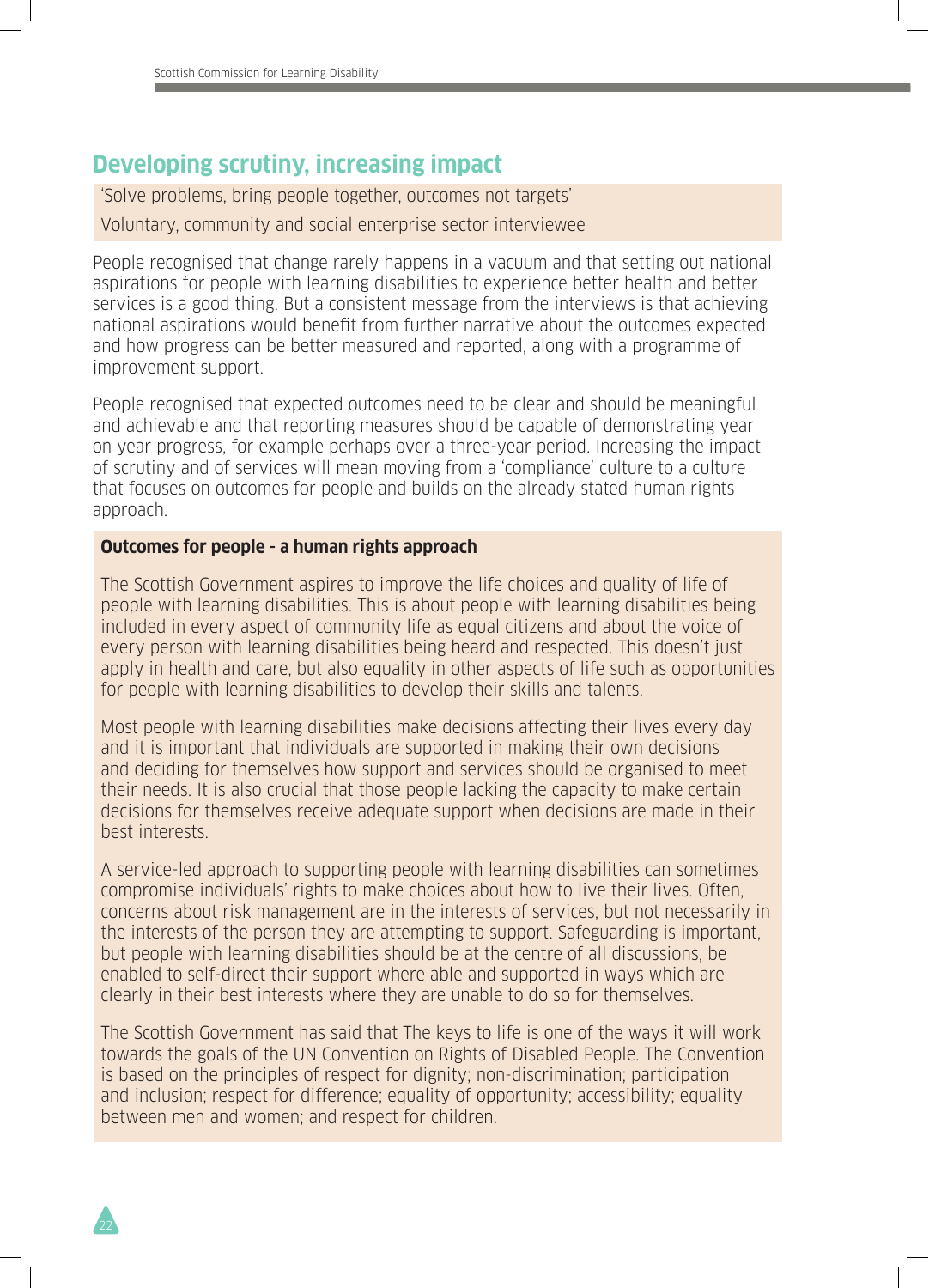## Developing scrutiny, increasing impact

> 'Solve problems, bring people together, outcomes not targets'
>
> Voluntary, community and social enterprise sector interviewee

People recognised that change rarely happens in a vacuum and that setting out national aspirations for people with learning disabilities to experience better health and better services is a good thing. But a consistent message from the interviews is that achieving national aspirations would benefit from further narrative about the outcomes expected and how progress can be better measured and reported, along with a programme of improvement support.

People recognised that expected outcomes need to be clear and should be meaningful and achievable and that reporting measures should be capable of demonstrating year on year progress, for example perhaps over a three-year period. Increasing the impact of scrutiny and of services will mean moving from a 'compliance' culture to a culture that focuses on outcomes for people and builds on the already stated human rights approach.

**Outcomes for people - a human rights approach**

The Scottish Government aspires to improve the life choices and quality of life of people with learning disabilities. This is about people with learning disabilities being included in every aspect of community life as equal citizens and about the voice of every person with learning disabilities being heard and respected. This doesn't just apply in health and care, but also equality in other aspects of life such as opportunities for people with learning disabilities to develop their skills and talents.

Most people with learning disabilities make decisions affecting their lives every day and it is important that individuals are supported in making their own decisions and deciding for themselves how support and services should be organised to meet their needs. It is also crucial that those people lacking the capacity to make certain decisions for themselves receive adequate support when decisions are made in their best interests.

A service-led approach to supporting people with learning disabilities can sometimes compromise individuals' rights to make choices about how to live their lives. Often, concerns about risk management are in the interests of services, but not necessarily in the interests of the person they are attempting to support. Safeguarding is important, but people with learning disabilities should be at the centre of all discussions, be enabled to self-direct their support where able and supported in ways which are clearly in their best interests where they are unable to do so for themselves.

The Scottish Government has said that The keys to life is one of the ways it will work towards the goals of the UN Convention on Rights of Disabled People. The Convention is based on the principles of respect for dignity; non-discrimination; participation and inclusion; respect for difference; equality of opportunity; accessibility; equality between men and women; and respect for children.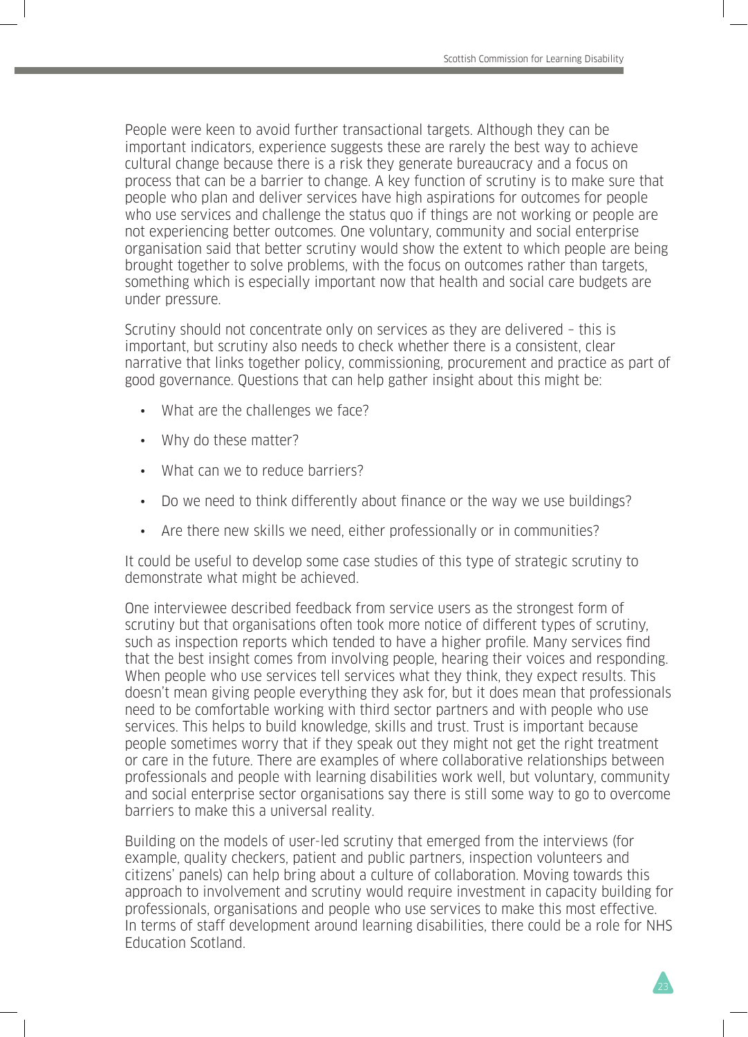People were keen to avoid further transactional targets. Although they can be important indicators, experience suggests these are rarely the best way to achieve cultural change because there is a risk they generate bureaucracy and a focus on process that can be a barrier to change. A key function of scrutiny is to make sure that people who plan and deliver services have high aspirations for outcomes for people who use services and challenge the status quo if things are not working or people are not experiencing better outcomes. One voluntary, community and social enterprise organisation said that better scrutiny would show the extent to which people are being brought together to solve problems, with the focus on outcomes rather than targets, something which is especially important now that health and social care budgets are under pressure.

Scrutiny should not concentrate only on services as they are delivered – this is important, but scrutiny also needs to check whether there is a consistent, clear narrative that links together policy, commissioning, procurement and practice as part of good governance. Questions that can help gather insight about this might be:

- What are the challenges we face?
- Why do these matter?
- What can we to reduce barriers?
- Do we need to think differently about finance or the way we use buildings?
- Are there new skills we need, either professionally or in communities?

It could be useful to develop some case studies of this type of strategic scrutiny to demonstrate what might be achieved.

One interviewee described feedback from service users as the strongest form of scrutiny but that organisations often took more notice of different types of scrutiny, such as inspection reports which tended to have a higher profile. Many services find that the best insight comes from involving people, hearing their voices and responding. When people who use services tell services what they think, they expect results. This doesn't mean giving people everything they ask for, but it does mean that professionals need to be comfortable working with third sector partners and with people who use services. This helps to build knowledge, skills and trust. Trust is important because people sometimes worry that if they speak out they might not get the right treatment or care in the future. There are examples of where collaborative relationships between professionals and people with learning disabilities work well, but voluntary, community and social enterprise sector organisations say there is still some way to go to overcome barriers to make this a universal reality.

Building on the models of user-led scrutiny that emerged from the interviews (for example, quality checkers, patient and public partners, inspection volunteers and citizens' panels) can help bring about a culture of collaboration. Moving towards this approach to involvement and scrutiny would require investment in capacity building for professionals, organisations and people who use services to make this most effective. In terms of staff development around learning disabilities, there could be a role for NHS Education Scotland.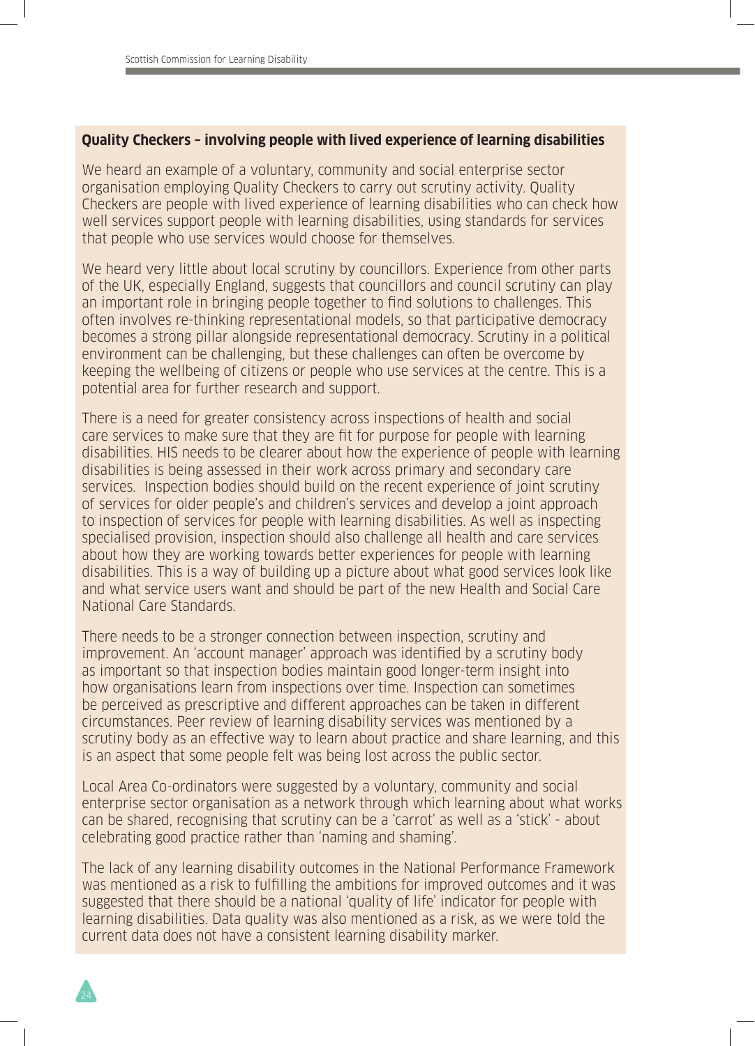**Quality Checkers – involving people with lived experience of learning disabilities**

We heard an example of a voluntary, community and social enterprise sector organisation employing Quality Checkers to carry out scrutiny activity. Quality Checkers are people with lived experience of learning disabilities who can check how well services support people with learning disabilities, using standards for services that people who use services would choose for themselves.

We heard very little about local scrutiny by councillors. Experience from other parts of the UK, especially England, suggests that councillors and council scrutiny can play an important role in bringing people together to find solutions to challenges. This often involves re-thinking representational models, so that participative democracy becomes a strong pillar alongside representational democracy. Scrutiny in a political environment can be challenging, but these challenges can often be overcome by keeping the wellbeing of citizens or people who use services at the centre. This is a potential area for further research and support.

There is a need for greater consistency across inspections of health and social care services to make sure that they are fit for purpose for people with learning disabilities. HIS needs to be clearer about how the experience of people with learning disabilities is being assessed in their work across primary and secondary care services. Inspection bodies should build on the recent experience of joint scrutiny of services for older people's and children's services and develop a joint approach to inspection of services for people with learning disabilities. As well as inspecting specialised provision, inspection should also challenge all health and care services about how they are working towards better experiences for people with learning disabilities. This is a way of building up a picture about what good services look like and what service users want and should be part of the new Health and Social Care National Care Standards.

There needs to be a stronger connection between inspection, scrutiny and improvement. An 'account manager' approach was identified by a scrutiny body as important so that inspection bodies maintain good longer-term insight into how organisations learn from inspections over time. Inspection can sometimes be perceived as prescriptive and different approaches can be taken in different circumstances. Peer review of learning disability services was mentioned by a scrutiny body as an effective way to learn about practice and share learning, and this is an aspect that some people felt was being lost across the public sector.

Local Area Co-ordinators were suggested by a voluntary, community and social enterprise sector organisation as a network through which learning about what works can be shared, recognising that scrutiny can be a 'carrot' as well as a 'stick' - about celebrating good practice rather than 'naming and shaming'.

The lack of any learning disability outcomes in the National Performance Framework was mentioned as a risk to fulfilling the ambitions for improved outcomes and it was suggested that there should be a national 'quality of life' indicator for people with learning disabilities. Data quality was also mentioned as a risk, as we were told the current data does not have a consistent learning disability marker.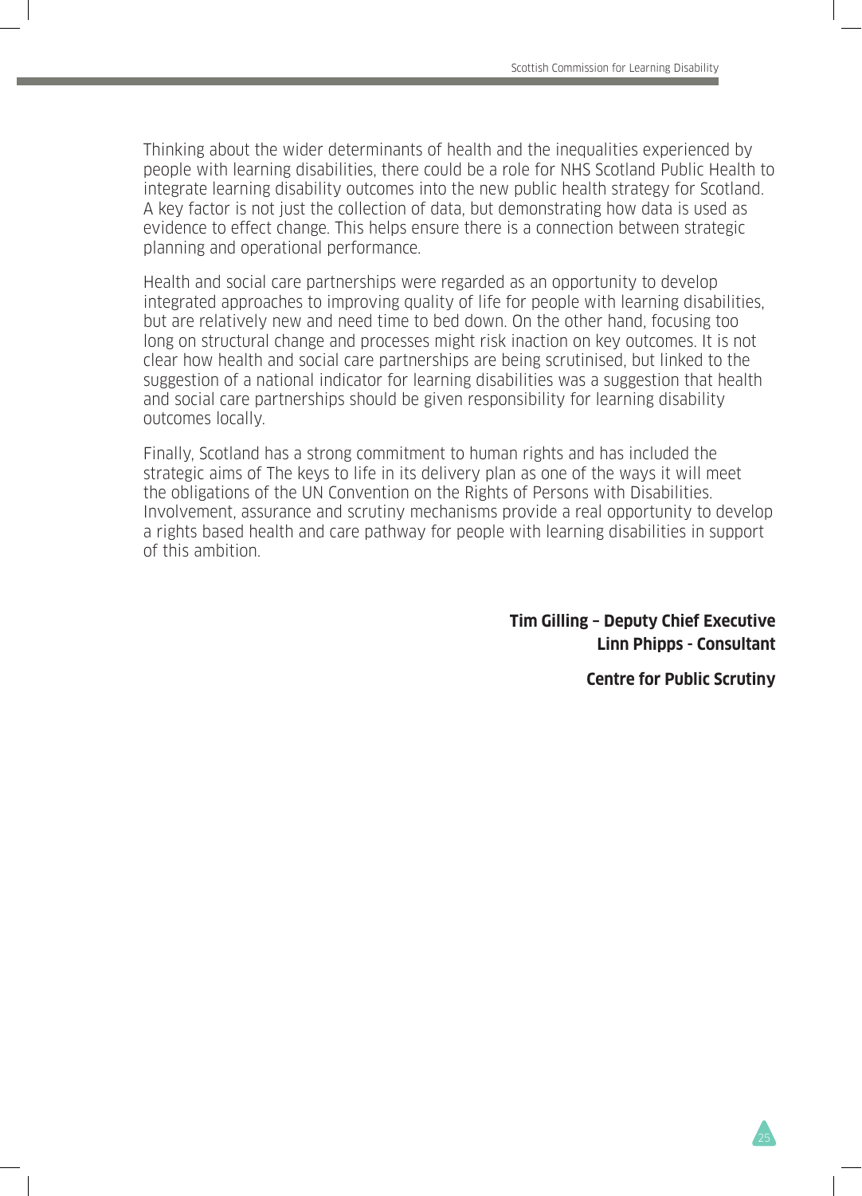Thinking about the wider determinants of health and the inequalities experienced by people with learning disabilities, there could be a role for NHS Scotland Public Health to integrate learning disability outcomes into the new public health strategy for Scotland. A key factor is not just the collection of data, but demonstrating how data is used as evidence to effect change. This helps ensure there is a connection between strategic planning and operational performance.

Health and social care partnerships were regarded as an opportunity to develop integrated approaches to improving quality of life for people with learning disabilities, but are relatively new and need time to bed down. On the other hand, focusing too long on structural change and processes might risk inaction on key outcomes. It is not clear how health and social care partnerships are being scrutinised, but linked to the suggestion of a national indicator for learning disabilities was a suggestion that health and social care partnerships should be given responsibility for learning disability outcomes locally.

Finally, Scotland has a strong commitment to human rights and has included the strategic aims of The keys to life in its delivery plan as one of the ways it will meet the obligations of the UN Convention on the Rights of Persons with Disabilities. Involvement, assurance and scrutiny mechanisms provide a real opportunity to develop a rights based health and care pathway for people with learning disabilities in support of this ambition.

**Tim Gilling – Deputy Chief Executive**
**Linn Phipps - Consultant**

**Centre for Public Scrutiny**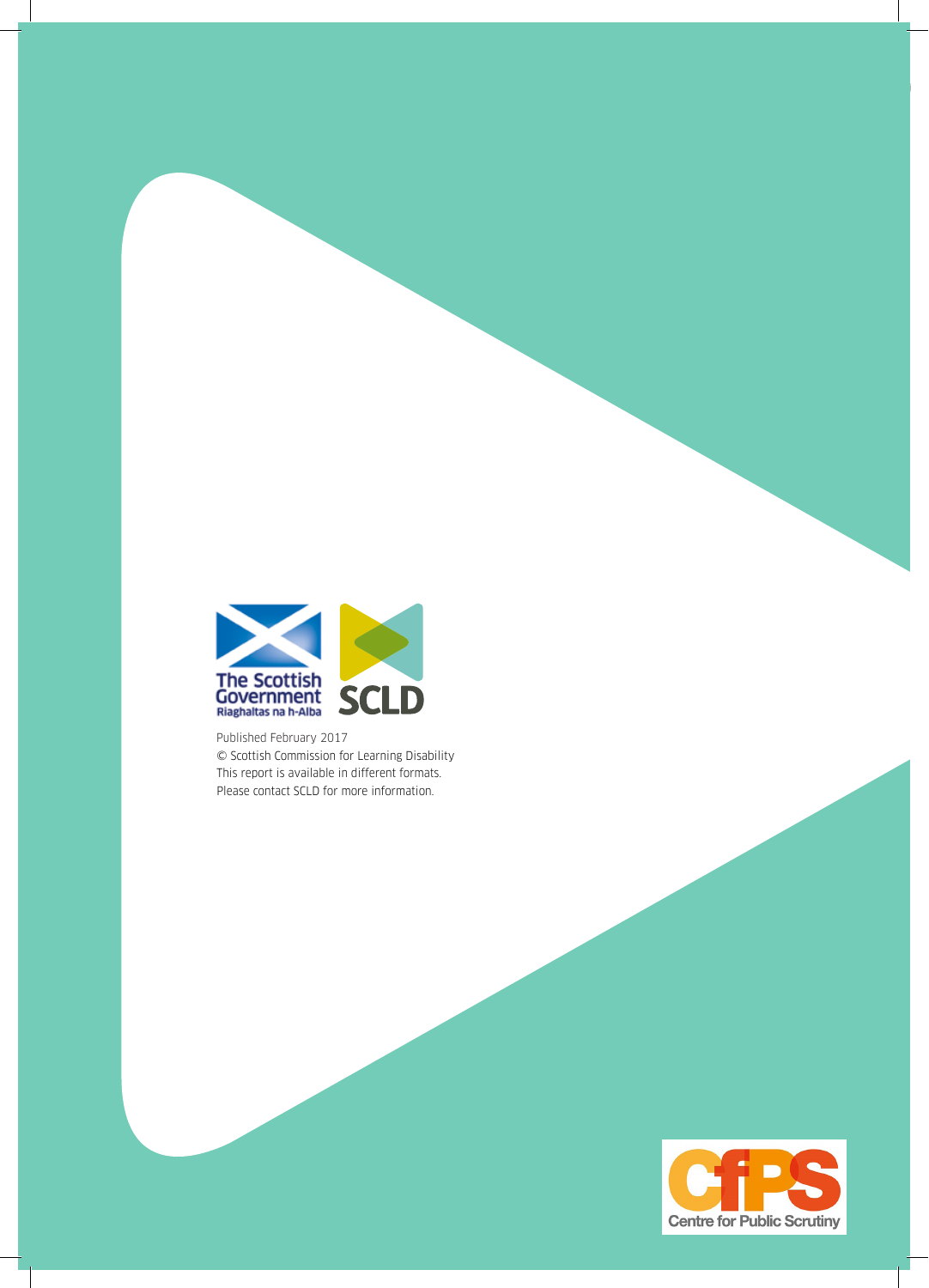The Scottish Government
Riaghaltas na h-Alba

SCLD

Published February 2017
© Scottish Commission for Learning Disability
This report is available in different formats.
Please contact SCLD for more information.

CfPS
Centre for Public Scrutiny